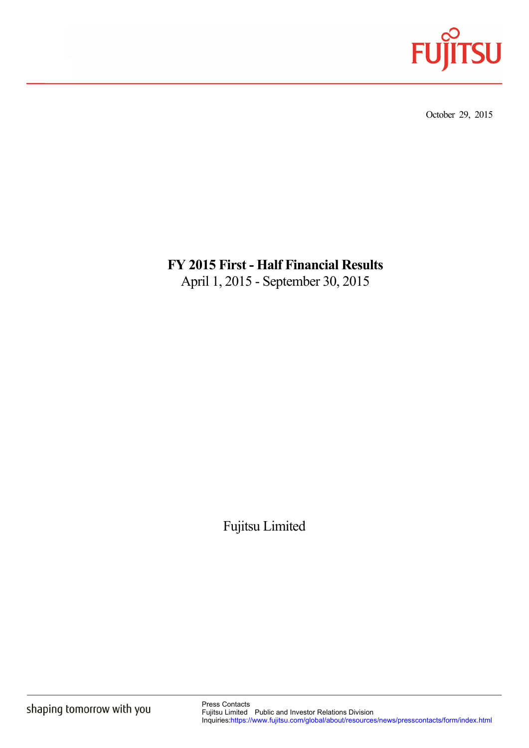October 29, 2015

# FY 2015 First - Half Financial Results

April 1, 2015 - September 30, 2015

Fujitsu Limited

shaping tomorrow with you

Press Contacts
Fujitsu Limited Public and Investor Relations Division
Inquiries:https://www.fujitsu.com/global/about/resources/news/presscontacts/form/index.html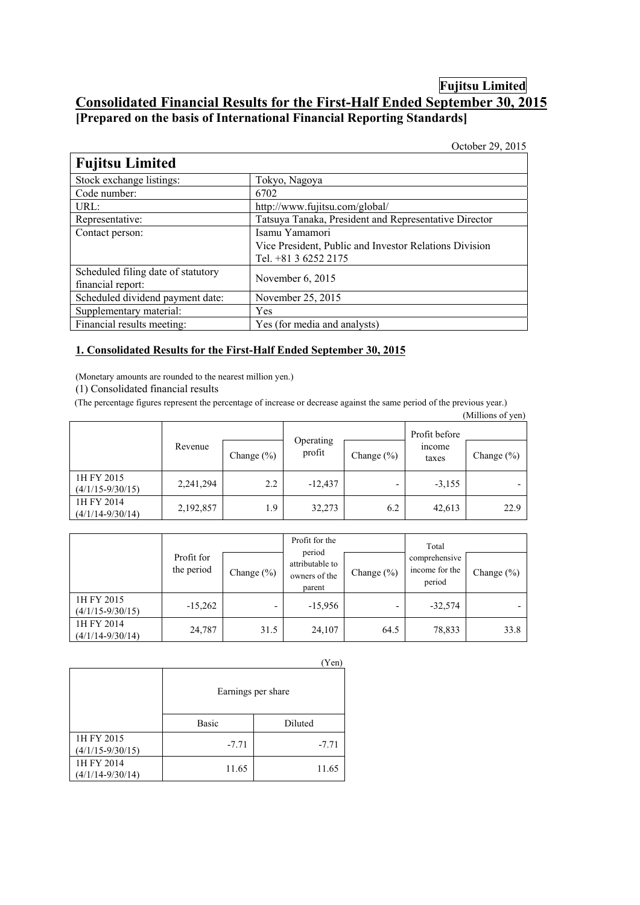**Fujitsu Limited**

# Consolidated Financial Results for the First-Half Ended September 30, 2015

**[Prepared on the basis of International Financial Reporting Standards]**

October 29, 2015

| Fujitsu Limited | |
|---|---|
| Stock exchange listings: | Tokyo, Nagoya |
| Code number: | 6702 |
| URL: | http://www.fujitsu.com/global/ |
| Representative: | Tatsuya Tanaka, President and Representative Director |
| Contact person: | Isamu Yamamori<br>Vice President, Public and Investor Relations Division<br>Tel. +81 3 6252 2175 |
| Scheduled filing date of statutory financial report: | November 6, 2015 |
| Scheduled dividend payment date: | November 25, 2015 |
| Supplementary material: | Yes |
| Financial results meeting: | Yes (for media and analysts) |

## 1. Consolidated Results for the First-Half Ended September 30, 2015

(Monetary amounts are rounded to the nearest million yen.)

(1) Consolidated financial results

(The percentage figures represent the percentage of increase or decrease against the same period of the previous year.)

(Millions of yen)

| | Revenue | Change (%) | Operating profit | Change (%) | Profit before income taxes | Change (%) |
|---|---|---|---|---|---|---|
| 1H FY 2015 (4/1/15-9/30/15) | 2,241,294 | 2.2 | -12,437 | - | -3,155 | - |
| 1H FY 2014 (4/1/14-9/30/14) | 2,192,857 | 1.9 | 32,273 | 6.2 | 42,613 | 22.9 |

| | Profit for the period | Change (%) | Profit for the period attributable to owners of the parent | Change (%) | Total comprehensive income for the period | Change (%) |
|---|---|---|---|---|---|---|
| 1H FY 2015 (4/1/15-9/30/15) | -15,262 | - | -15,956 | - | -32,574 | - |
| 1H FY 2014 (4/1/14-9/30/14) | 24,787 | 31.5 | 24,107 | 64.5 | 78,833 | 33.8 |

(Yen)

| | Earnings per share | |
|---|---|---|
| | Basic | Diluted |
| 1H FY 2015 (4/1/15-9/30/15) | -7.71 | -7.71 |
| 1H FY 2014 (4/1/14-9/30/14) | 11.65 | 11.65 |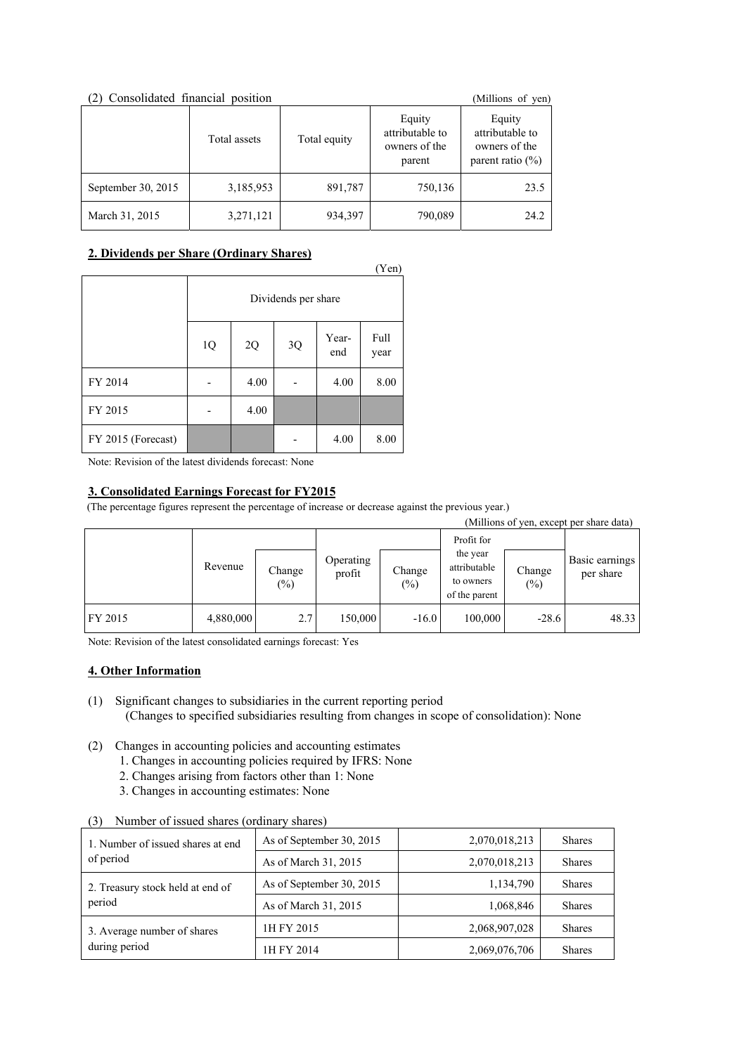(2) Consolidated financial position (Millions of yen)

| | Total assets | Total equity | Equity attributable to owners of the parent | Equity attributable to owners of the parent ratio (%) |
|---|---|---|---|---|
| September 30, 2015 | 3,185,953 | 891,787 | 750,136 | 23.5 |
| March 31, 2015 | 3,271,121 | 934,397 | 790,089 | 24.2 |

## 2. Dividends per Share (Ordinary Shares)

(Yen)

| | Dividends per share | | | | |
|---|---|---|---|---|---|
| | 1Q | 2Q | 3Q | Year-end | Full year |
| FY 2014 | - | 4.00 | - | 4.00 | 8.00 |
| FY 2015 | - | 4.00 | | | |
| FY 2015 (Forecast) | | | - | 4.00 | 8.00 |

Note: Revision of the latest dividends forecast: None

## 3. Consolidated Earnings Forecast for FY2015

(The percentage figures represent the percentage of increase or decrease against the previous year.)

(Millions of yen, except per share data)

| | Revenue | Change (%) | Operating profit | Change (%) | Profit for the year attributable to owners of the parent | Change (%) | Basic earnings per share |
|---|---|---|---|---|---|---|---|
| FY 2015 | 4,880,000 | 2.7 | 150,000 | -16.0 | 100,000 | -28.6 | 48.33 |

Note: Revision of the latest consolidated earnings forecast: Yes

## 4. Other Information

(1) Significant changes to subsidiaries in the current reporting period
(Changes to specified subsidiaries resulting from changes in scope of consolidation): None

(2) Changes in accounting policies and accounting estimates
1. Changes in accounting policies required by IFRS: None
2. Changes arising from factors other than 1: None
3. Changes in accounting estimates: None

(3) Number of issued shares (ordinary shares)

| | | | |
|---|---|---|---|
| 1. Number of issued shares at end of period | As of September 30, 2015 | 2,070,018,213 | Shares |
| | As of March 31, 2015 | 2,070,018,213 | Shares |
| 2. Treasury stock held at end of period | As of September 30, 2015 | 1,134,790 | Shares |
| | As of March 31, 2015 | 1,068,846 | Shares |
| 3. Average number of shares during period | 1H FY 2015 | 2,068,907,028 | Shares |
| | 1H FY 2014 | 2,069,076,706 | Shares |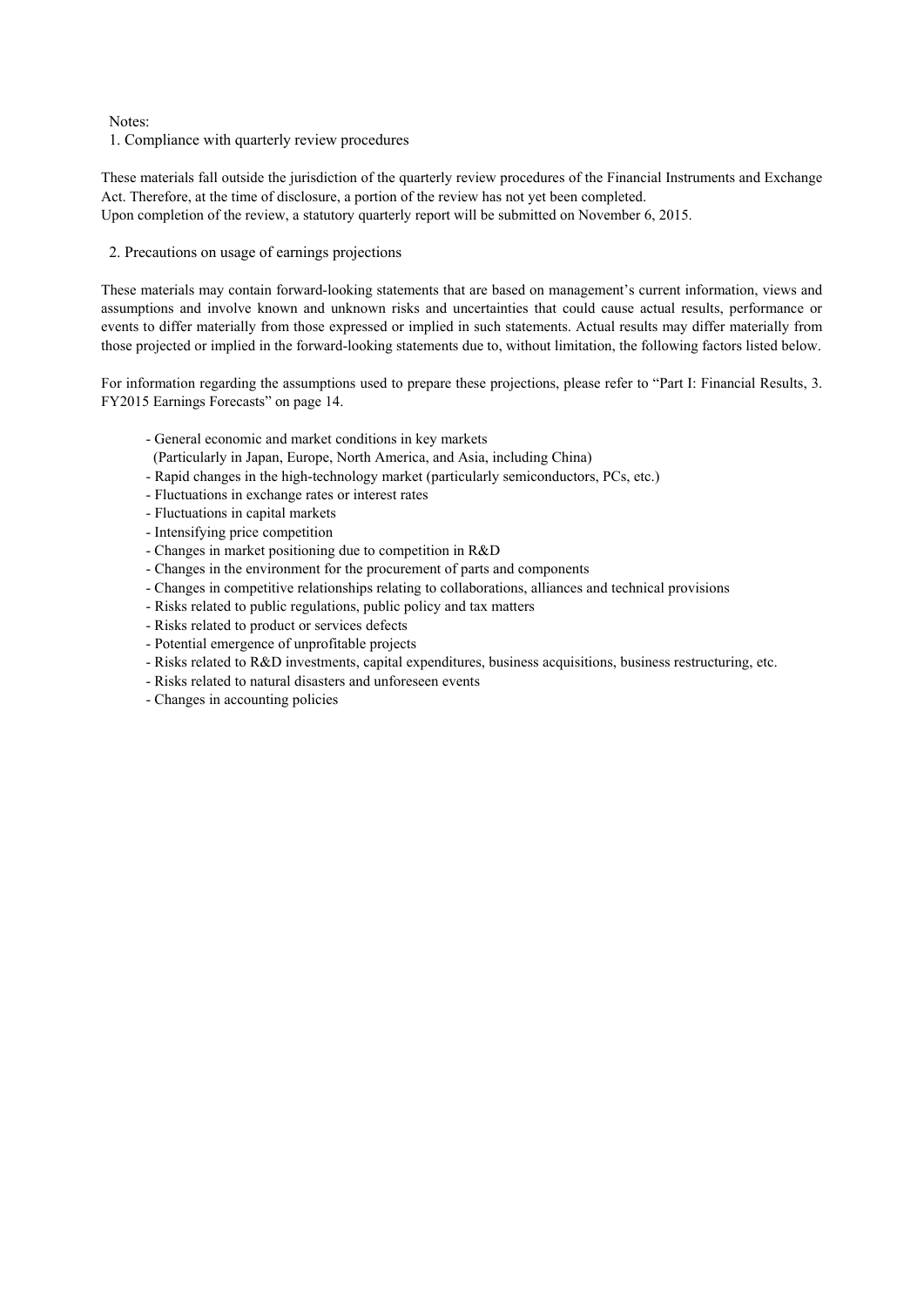Notes:

1. Compliance with quarterly review procedures

These materials fall outside the jurisdiction of the quarterly review procedures of the Financial Instruments and Exchange Act. Therefore, at the time of disclosure, a portion of the review has not yet been completed.
Upon completion of the review, a statutory quarterly report will be submitted on November 6, 2015.

2. Precautions on usage of earnings projections

These materials may contain forward-looking statements that are based on management's current information, views and assumptions and involve known and unknown risks and uncertainties that could cause actual results, performance or events to differ materially from those expressed or implied in such statements. Actual results may differ materially from those projected or implied in the forward-looking statements due to, without limitation, the following factors listed below.

For information regarding the assumptions used to prepare these projections, please refer to "Part I: Financial Results, 3. FY2015 Earnings Forecasts" on page 14.

- General economic and market conditions in key markets
  (Particularly in Japan, Europe, North America, and Asia, including China)
- Rapid changes in the high-technology market (particularly semiconductors, PCs, etc.)
- Fluctuations in exchange rates or interest rates
- Fluctuations in capital markets
- Intensifying price competition
- Changes in market positioning due to competition in R&D
- Changes in the environment for the procurement of parts and components
- Changes in competitive relationships relating to collaborations, alliances and technical provisions
- Risks related to public regulations, public policy and tax matters
- Risks related to product or services defects
- Potential emergence of unprofitable projects
- Risks related to R&D investments, capital expenditures, business acquisitions, business restructuring, etc.
- Risks related to natural disasters and unforeseen events
- Changes in accounting policies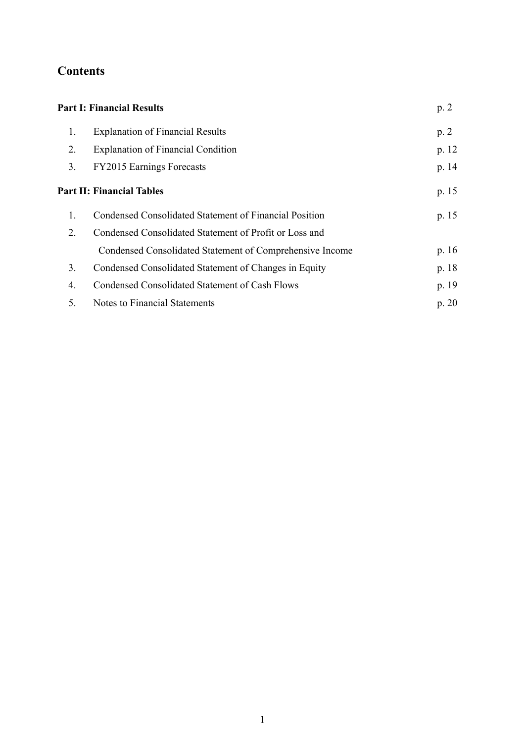## Contents

| | | |
|---|---|---|
| **Part I: Financial Results** | | p. 2 |
| 1. | Explanation of Financial Results | p. 2 |
| 2. | Explanation of Financial Condition | p. 12 |
| 3. | FY2015 Earnings Forecasts | p. 14 |
| **Part II: Financial Tables** | | p. 15 |
| 1. | Condensed Consolidated Statement of Financial Position | p. 15 |
| 2. | Condensed Consolidated Statement of Profit or Loss and Condensed Consolidated Statement of Comprehensive Income | p. 16 |
| 3. | Condensed Consolidated Statement of Changes in Equity | p. 18 |
| 4. | Condensed Consolidated Statement of Cash Flows | p. 19 |
| 5. | Notes to Financial Statements | p. 20 |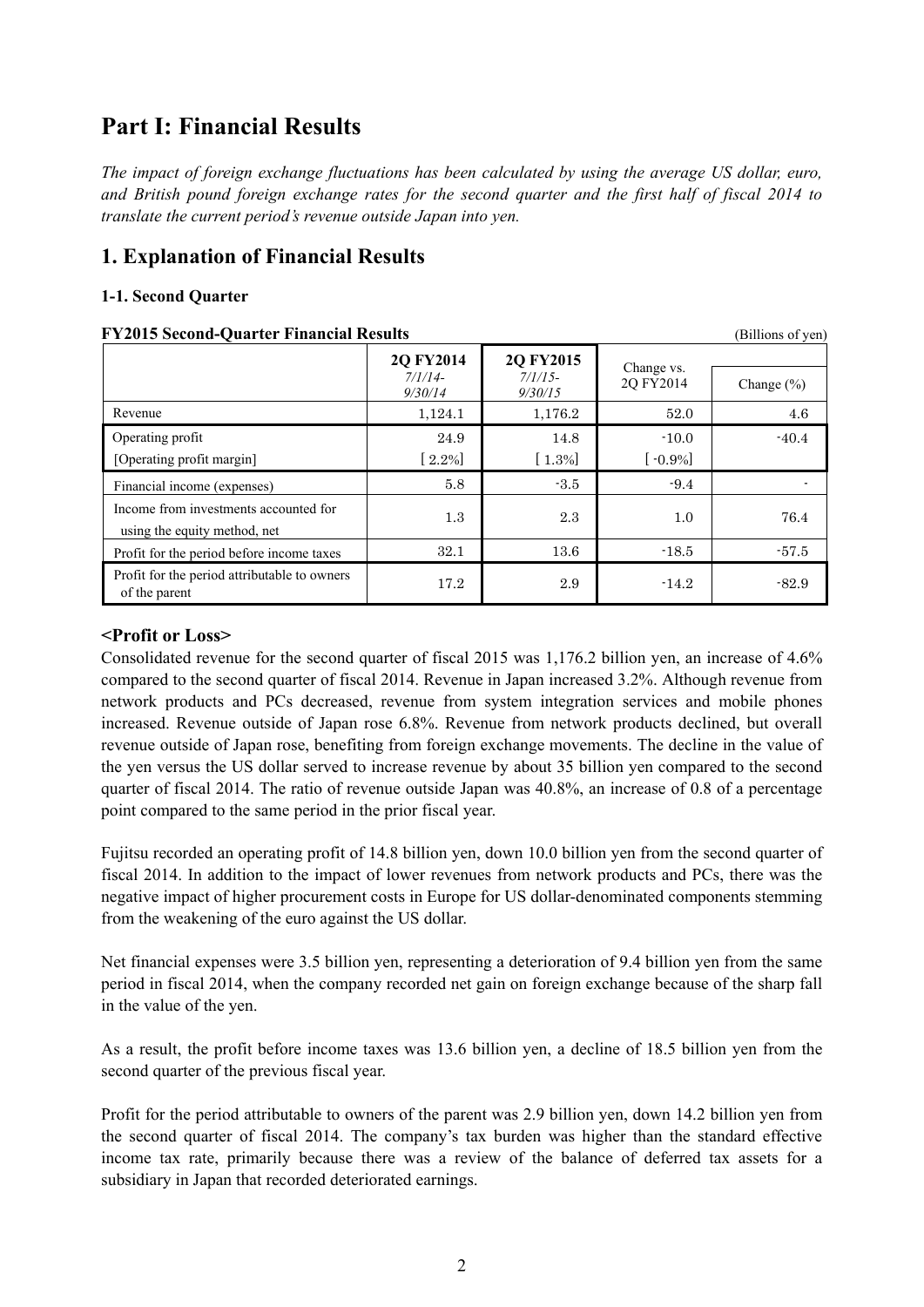# Part I: Financial Results

*The impact of foreign exchange fluctuations has been calculated by using the average US dollar, euro, and British pound foreign exchange rates for the second quarter and the first half of fiscal 2014 to translate the current period's revenue outside Japan into yen.*

## 1. Explanation of Financial Results

### 1-1. Second Quarter

**FY2015 Second-Quarter Financial Results** (Billions of yen)

| | 2Q FY2014 *7/1/14-9/30/14* | 2Q FY2015 *7/1/15-9/30/15* | Change vs. 2Q FY2014 | Change (%) |
|---|---|---|---|---|
| Revenue | 1,124.1 | 1,176.2 | 52.0 | 4.6 |
| Operating profit | 24.9 | 14.8 | -10.0 | -40.4 |
| [Operating profit margin] | [ 2.2%] | [ 1.3%] | [ -0.9%] | |
| Financial income (expenses) | 5.8 | -3.5 | -9.4 | - |
| Income from investments accounted for using the equity method, net | 1.3 | 2.3 | 1.0 | 76.4 |
| Profit for the period before income taxes | 32.1 | 13.6 | -18.5 | -57.5 |
| Profit for the period attributable to owners of the parent | 17.2 | 2.9 | -14.2 | -82.9 |

### <Profit or Loss>

Consolidated revenue for the second quarter of fiscal 2015 was 1,176.2 billion yen, an increase of 4.6% compared to the second quarter of fiscal 2014. Revenue in Japan increased 3.2%. Although revenue from network products and PCs decreased, revenue from system integration services and mobile phones increased. Revenue outside of Japan rose 6.8%. Revenue from network products declined, but overall revenue outside of Japan rose, benefiting from foreign exchange movements. The decline in the value of the yen versus the US dollar served to increase revenue by about 35 billion yen compared to the second quarter of fiscal 2014. The ratio of revenue outside Japan was 40.8%, an increase of 0.8 of a percentage point compared to the same period in the prior fiscal year.

Fujitsu recorded an operating profit of 14.8 billion yen, down 10.0 billion yen from the second quarter of fiscal 2014. In addition to the impact of lower revenues from network products and PCs, there was the negative impact of higher procurement costs in Europe for US dollar-denominated components stemming from the weakening of the euro against the US dollar.

Net financial expenses were 3.5 billion yen, representing a deterioration of 9.4 billion yen from the same period in fiscal 2014, when the company recorded net gain on foreign exchange because of the sharp fall in the value of the yen.

As a result, the profit before income taxes was 13.6 billion yen, a decline of 18.5 billion yen from the second quarter of the previous fiscal year.

Profit for the period attributable to owners of the parent was 2.9 billion yen, down 14.2 billion yen from the second quarter of fiscal 2014. The company's tax burden was higher than the standard effective income tax rate, primarily because there was a review of the balance of deferred tax assets for a subsidiary in Japan that recorded deteriorated earnings.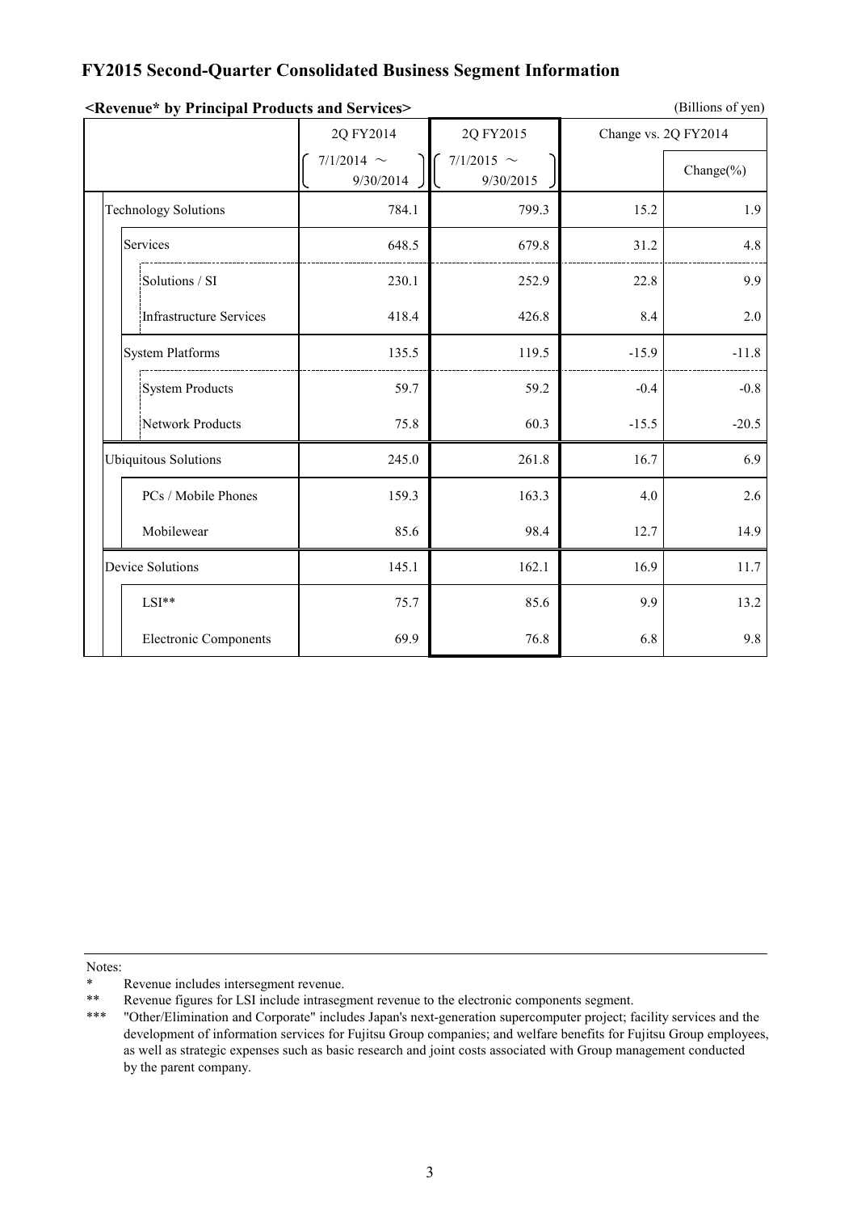# FY2015 Second-Quarter Consolidated Business Segment Information

**<Revenue* by Principal Products and Services>**

(Billions of yen)

| | 2Q FY2014 (7/1/2014 ～ 9/30/2014) | 2Q FY2015 (7/1/2015 ～ 9/30/2015) | Change vs. 2Q FY2014 | Change(%) |
|---|---|---|---|---|
| Technology Solutions | 784.1 | 799.3 | 15.2 | 1.9 |
| Services | 648.5 | 679.8 | 31.2 | 4.8 |
| Solutions / SI | 230.1 | 252.9 | 22.8 | 9.9 |
| Infrastructure Services | 418.4 | 426.8 | 8.4 | 2.0 |
| System Platforms | 135.5 | 119.5 | -15.9 | -11.8 |
| System Products | 59.7 | 59.2 | -0.4 | -0.8 |
| Network Products | 75.8 | 60.3 | -15.5 | -20.5 |
| Ubiquitous Solutions | 245.0 | 261.8 | 16.7 | 6.9 |
| PCs / Mobile Phones | 159.3 | 163.3 | 4.0 | 2.6 |
| Mobilewear | 85.6 | 98.4 | 12.7 | 14.9 |
| Device Solutions | 145.1 | 162.1 | 16.9 | 11.7 |
| LSI** | 75.7 | 85.6 | 9.9 | 13.2 |
| Electronic Components | 69.9 | 76.8 | 6.8 | 9.8 |

Notes:

\* Revenue includes intersegment revenue.

** Revenue figures for LSI include intrasegment revenue to the electronic components segment.

*** "Other/Elimination and Corporate" includes Japan's next-generation supercomputer project; facility services and the development of information services for Fujitsu Group companies; and welfare benefits for Fujitsu Group employees, as well as strategic expenses such as basic research and joint costs associated with Group management conducted by the parent company.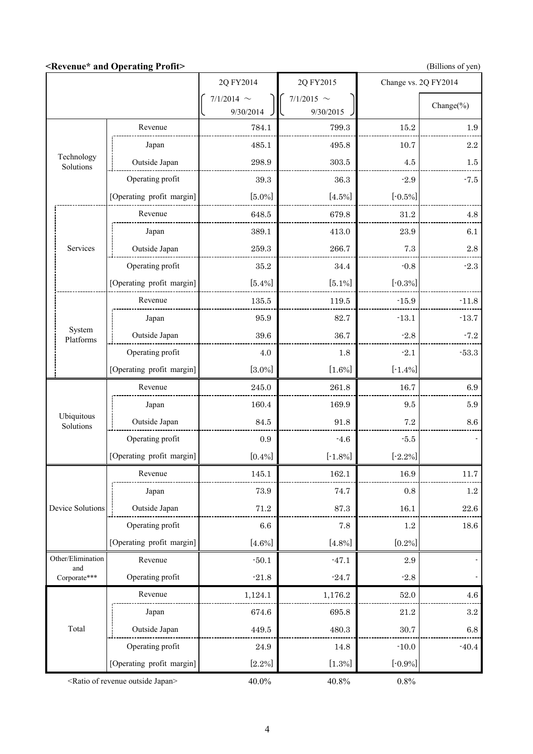**<Revenue* and Operating Profit>**

(Billions of yen)

| | | 2Q FY2014 (7/1/2014 ～ 9/30/2014) | 2Q FY2015 (7/1/2015 ～ 9/30/2015) | Change vs. 2Q FY2014 | Change(%) |
|---|---|---|---|---|---|
| Technology Solutions | Revenue | 784.1 | 799.3 | 15.2 | 1.9 |
| | Japan | 485.1 | 495.8 | 10.7 | 2.2 |
| | Outside Japan | 298.9 | 303.5 | 4.5 | 1.5 |
| | Operating profit | 39.3 | 36.3 | -2.9 | -7.5 |
| | [Operating profit margin] | [5.0%] | [4.5%] | [-0.5%] | |
| Services | Revenue | 648.5 | 679.8 | 31.2 | 4.8 |
| | Japan | 389.1 | 413.0 | 23.9 | 6.1 |
| | Outside Japan | 259.3 | 266.7 | 7.3 | 2.8 |
| | Operating profit | 35.2 | 34.4 | -0.8 | -2.3 |
| | [Operating profit margin] | [5.4%] | [5.1%] | [-0.3%] | |
| System Platforms | Revenue | 135.5 | 119.5 | -15.9 | -11.8 |
| | Japan | 95.9 | 82.7 | -13.1 | -13.7 |
| | Outside Japan | 39.6 | 36.7 | -2.8 | -7.2 |
| | Operating profit | 4.0 | 1.8 | -2.1 | -53.3 |
| | [Operating profit margin] | [3.0%] | [1.6%] | [-1.4%] | |
| Ubiquitous Solutions | Revenue | 245.0 | 261.8 | 16.7 | 6.9 |
| | Japan | 160.4 | 169.9 | 9.5 | 5.9 |
| | Outside Japan | 84.5 | 91.8 | 7.2 | 8.6 |
| | Operating profit | 0.9 | -4.6 | -5.5 | - |
| | [Operating profit margin] | [0.4%] | [-1.8%] | [-2.2%] | |
| Device Solutions | Revenue | 145.1 | 162.1 | 16.9 | 11.7 |
| | Japan | 73.9 | 74.7 | 0.8 | 1.2 |
| | Outside Japan | 71.2 | 87.3 | 16.1 | 22.6 |
| | Operating profit | 6.6 | 7.8 | 1.2 | 18.6 |
| | [Operating profit margin] | [4.6%] | [4.8%] | [0.2%] | |
| Other/Elimination and Corporate*** | Revenue | -50.1 | -47.1 | 2.9 | - |
| | Operating profit | -21.8 | -24.7 | -2.8 | - |
| Total | Revenue | 1,124.1 | 1,176.2 | 52.0 | 4.6 |
| | Japan | 674.6 | 695.8 | 21.2 | 3.2 |
| | Outside Japan | 449.5 | 480.3 | 30.7 | 6.8 |
| | Operating profit | 24.9 | 14.8 | -10.0 | -40.4 |
| | [Operating profit margin] | [2.2%] | [1.3%] | [-0.9%] | |
| <Ratio of revenue outside Japan> | | 40.0% | 40.8% | 0.8% | |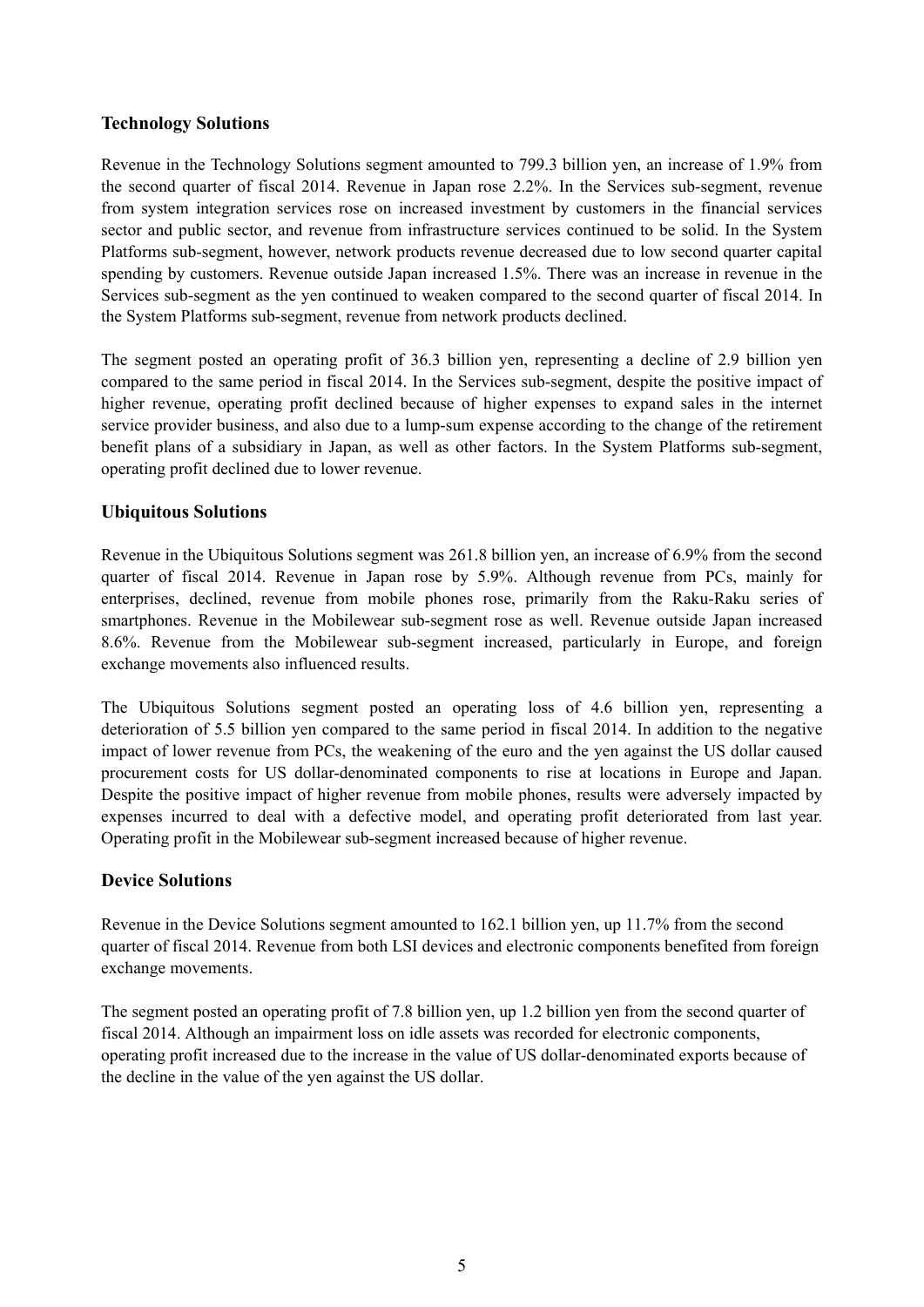### Technology Solutions

Revenue in the Technology Solutions segment amounted to 799.3 billion yen, an increase of 1.9% from the second quarter of fiscal 2014. Revenue in Japan rose 2.2%. In the Services sub-segment, revenue from system integration services rose on increased investment by customers in the financial services sector and public sector, and revenue from infrastructure services continued to be solid. In the System Platforms sub-segment, however, network products revenue decreased due to low second quarter capital spending by customers. Revenue outside Japan increased 1.5%. There was an increase in revenue in the Services sub-segment as the yen continued to weaken compared to the second quarter of fiscal 2014. In the System Platforms sub-segment, revenue from network products declined.

The segment posted an operating profit of 36.3 billion yen, representing a decline of 2.9 billion yen compared to the same period in fiscal 2014. In the Services sub-segment, despite the positive impact of higher revenue, operating profit declined because of higher expenses to expand sales in the internet service provider business, and also due to a lump-sum expense according to the change of the retirement benefit plans of a subsidiary in Japan, as well as other factors. In the System Platforms sub-segment, operating profit declined due to lower revenue.

### Ubiquitous Solutions

Revenue in the Ubiquitous Solutions segment was 261.8 billion yen, an increase of 6.9% from the second quarter of fiscal 2014. Revenue in Japan rose by 5.9%. Although revenue from PCs, mainly for enterprises, declined, revenue from mobile phones rose, primarily from the Raku-Raku series of smartphones. Revenue in the Mobilewear sub-segment rose as well. Revenue outside Japan increased 8.6%. Revenue from the Mobilewear sub-segment increased, particularly in Europe, and foreign exchange movements also influenced results.

The Ubiquitous Solutions segment posted an operating loss of 4.6 billion yen, representing a deterioration of 5.5 billion yen compared to the same period in fiscal 2014. In addition to the negative impact of lower revenue from PCs, the weakening of the euro and the yen against the US dollar caused procurement costs for US dollar-denominated components to rise at locations in Europe and Japan. Despite the positive impact of higher revenue from mobile phones, results were adversely impacted by expenses incurred to deal with a defective model, and operating profit deteriorated from last year. Operating profit in the Mobilewear sub-segment increased because of higher revenue.

### Device Solutions

Revenue in the Device Solutions segment amounted to 162.1 billion yen, up 11.7% from the second quarter of fiscal 2014. Revenue from both LSI devices and electronic components benefited from foreign exchange movements.

The segment posted an operating profit of 7.8 billion yen, up 1.2 billion yen from the second quarter of fiscal 2014. Although an impairment loss on idle assets was recorded for electronic components, operating profit increased due to the increase in the value of US dollar-denominated exports because of the decline in the value of the yen against the US dollar.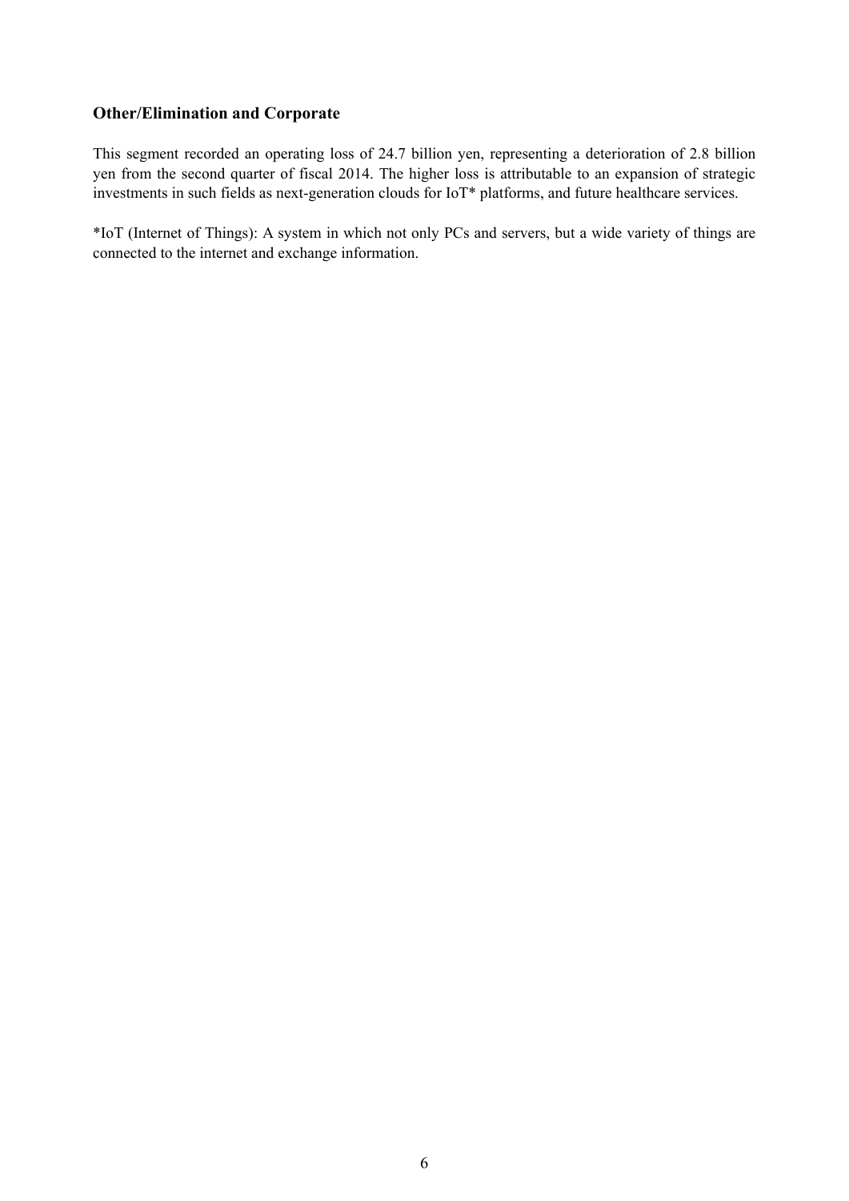### Other/Elimination and Corporate

This segment recorded an operating loss of 24.7 billion yen, representing a deterioration of 2.8 billion yen from the second quarter of fiscal 2014. The higher loss is attributable to an expansion of strategic investments in such fields as next-generation clouds for IoT* platforms, and future healthcare services.

*IoT (Internet of Things): A system in which not only PCs and servers, but a wide variety of things are connected to the internet and exchange information.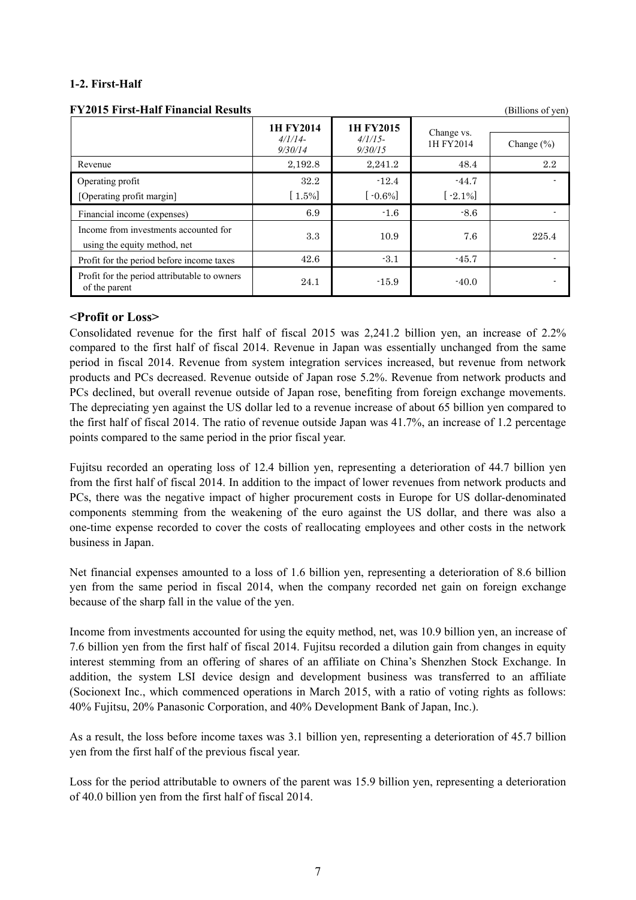### 1-2. First-Half

**FY2015 First-Half Financial Results** (Billions of yen)

| | 1H FY2014 *4/1/14-9/30/14* | 1H FY2015 *4/1/15-9/30/15* | Change vs. 1H FY2014 | Change (%) |
|---|---|---|---|---|
| Revenue | 2,192.8 | 2,241.2 | 48.4 | 2.2 |
| Operating profit | 32.2 | -12.4 | -44.7 | - |
| [Operating profit margin] | [ 1.5%] | [ -0.6%] | [ -2.1%] | |
| Financial income (expenses) | 6.9 | -1.6 | -8.6 | - |
| Income from investments accounted for using the equity method, net | 3.3 | 10.9 | 7.6 | 225.4 |
| Profit for the period before income taxes | 42.6 | -3.1 | -45.7 | - |
| Profit for the period attributable to owners of the parent | 24.1 | -15.9 | -40.0 | - |

**<Profit or Loss>**

Consolidated revenue for the first half of fiscal 2015 was 2,241.2 billion yen, an increase of 2.2% compared to the first half of fiscal 2014. Revenue in Japan was essentially unchanged from the same period in fiscal 2014. Revenue from system integration services increased, but revenue from network products and PCs decreased. Revenue outside of Japan rose 5.2%. Revenue from network products and PCs declined, but overall revenue outside of Japan rose, benefiting from foreign exchange movements. The depreciating yen against the US dollar led to a revenue increase of about 65 billion yen compared to the first half of fiscal 2014. The ratio of revenue outside Japan was 41.7%, an increase of 1.2 percentage points compared to the same period in the prior fiscal year.

Fujitsu recorded an operating loss of 12.4 billion yen, representing a deterioration of 44.7 billion yen from the first half of fiscal 2014. In addition to the impact of lower revenues from network products and PCs, there was the negative impact of higher procurement costs in Europe for US dollar-denominated components stemming from the weakening of the euro against the US dollar, and there was also a one-time expense recorded to cover the costs of reallocating employees and other costs in the network business in Japan.

Net financial expenses amounted to a loss of 1.6 billion yen, representing a deterioration of 8.6 billion yen from the same period in fiscal 2014, when the company recorded net gain on foreign exchange because of the sharp fall in the value of the yen.

Income from investments accounted for using the equity method, net, was 10.9 billion yen, an increase of 7.6 billion yen from the first half of fiscal 2014. Fujitsu recorded a dilution gain from changes in equity interest stemming from an offering of shares of an affiliate on China's Shenzhen Stock Exchange. In addition, the system LSI device design and development business was transferred to an affiliate (Socionext Inc., which commenced operations in March 2015, with a ratio of voting rights as follows: 40% Fujitsu, 20% Panasonic Corporation, and 40% Development Bank of Japan, Inc.).

As a result, the loss before income taxes was 3.1 billion yen, representing a deterioration of 45.7 billion yen from the first half of the previous fiscal year.

Loss for the period attributable to owners of the parent was 15.9 billion yen, representing a deterioration of 40.0 billion yen from the first half of fiscal 2014.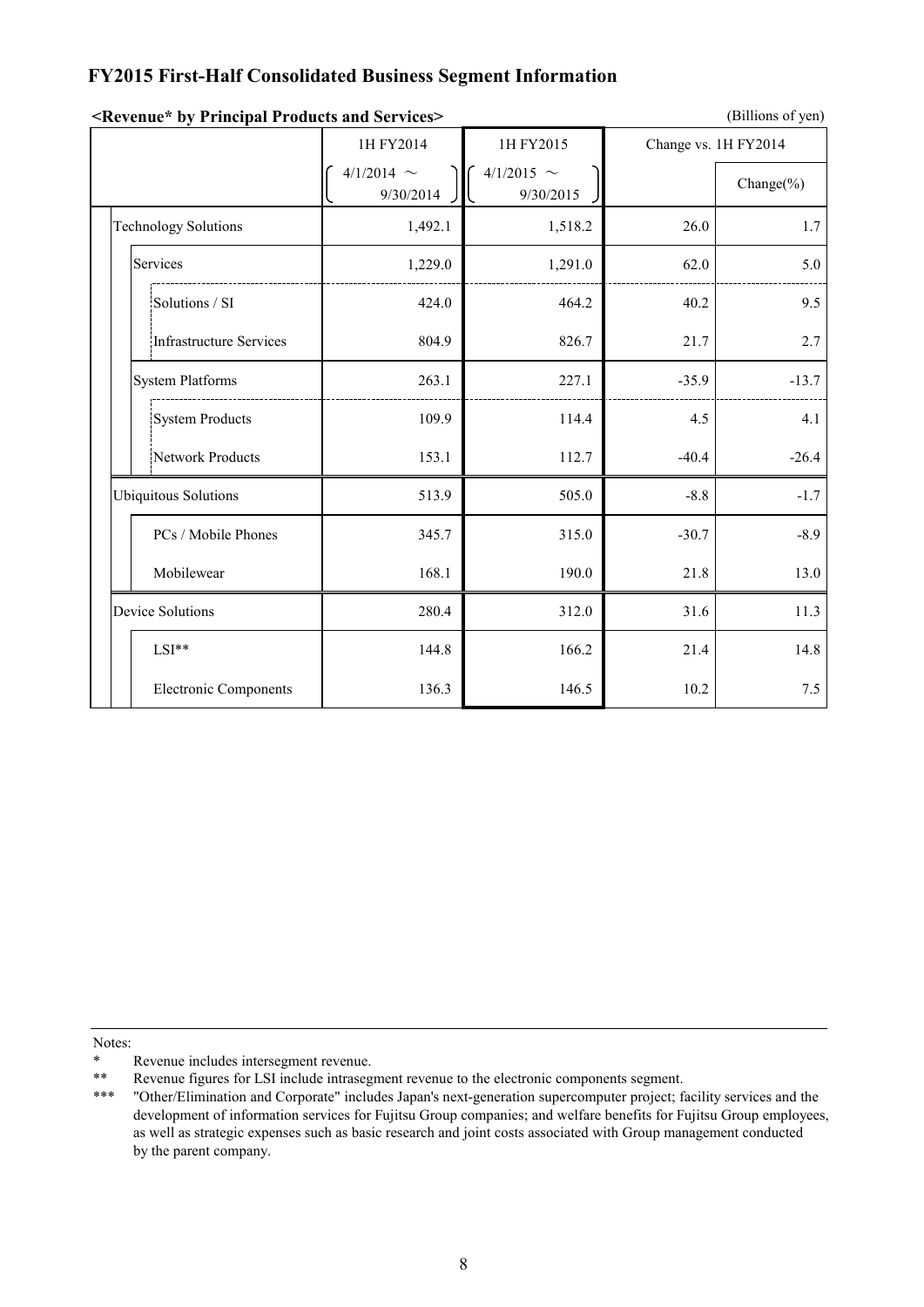## FY2015 First-Half Consolidated Business Segment Information

**<Revenue* by Principal Products and Services>**

(Billions of yen)

| | 1H FY2014 (4/1/2014 ～ 9/30/2014) | 1H FY2015 (4/1/2015 ～ 9/30/2015) | Change vs. 1H FY2014 | Change(%) |
|---|---|---|---|---|
| Technology Solutions | 1,492.1 | 1,518.2 | 26.0 | 1.7 |
| Services | 1,229.0 | 1,291.0 | 62.0 | 5.0 |
| Solutions / SI | 424.0 | 464.2 | 40.2 | 9.5 |
| Infrastructure Services | 804.9 | 826.7 | 21.7 | 2.7 |
| System Platforms | 263.1 | 227.1 | -35.9 | -13.7 |
| System Products | 109.9 | 114.4 | 4.5 | 4.1 |
| Network Products | 153.1 | 112.7 | -40.4 | -26.4 |
| Ubiquitous Solutions | 513.9 | 505.0 | -8.8 | -1.7 |
| PCs / Mobile Phones | 345.7 | 315.0 | -30.7 | -8.9 |
| Mobilewear | 168.1 | 190.0 | 21.8 | 13.0 |
| Device Solutions | 280.4 | 312.0 | 31.6 | 11.3 |
| LSI** | 144.8 | 166.2 | 21.4 | 14.8 |
| Electronic Components | 136.3 | 146.5 | 10.2 | 7.5 |

Notes:

\* Revenue includes intersegment revenue.

\** Revenue figures for LSI include intrasegment revenue to the electronic components segment.

\*** "Other/Elimination and Corporate" includes Japan's next-generation supercomputer project; facility services and the development of information services for Fujitsu Group companies; and welfare benefits for Fujitsu Group employees, as well as strategic expenses such as basic research and joint costs associated with Group management conducted by the parent company.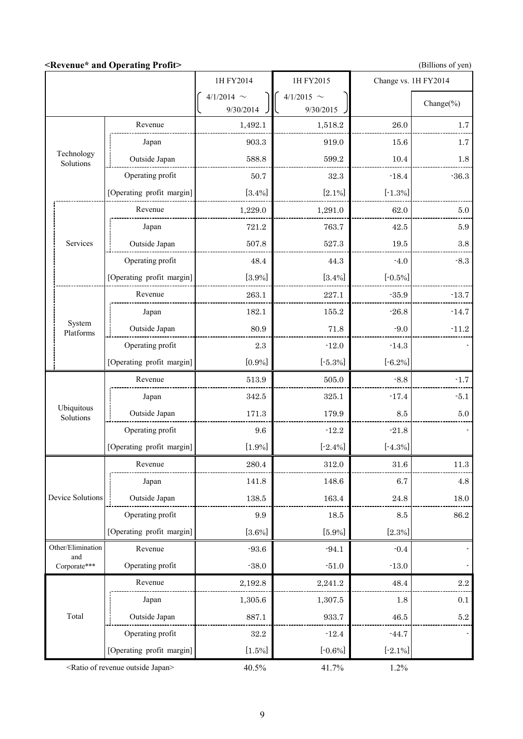## <Revenue* and Operating Profit>

(Billions of yen)

| | | 1H FY2014 (4/1/2014 ～ 9/30/2014) | 1H FY2015 (4/1/2015 ～ 9/30/2015) | Change vs. 1H FY2014 | Change(%) |
|---|---|---|---|---|---|
| Technology Solutions | Revenue | 1,492.1 | 1,518.2 | 26.0 | 1.7 |
| | Japan | 903.3 | 919.0 | 15.6 | 1.7 |
| | Outside Japan | 588.8 | 599.2 | 10.4 | 1.8 |
| | Operating profit | 50.7 | 32.3 | -18.4 | -36.3 |
| | [Operating profit margin] | [3.4%] | [2.1%] | [-1.3%] | |
| Services | Revenue | 1,229.0 | 1,291.0 | 62.0 | 5.0 |
| | Japan | 721.2 | 763.7 | 42.5 | 5.9 |
| | Outside Japan | 507.8 | 527.3 | 19.5 | 3.8 |
| | Operating profit | 48.4 | 44.3 | -4.0 | -8.3 |
| | [Operating profit margin] | [3.9%] | [3.4%] | [-0.5%] | |
| System Platforms | Revenue | 263.1 | 227.1 | -35.9 | -13.7 |
| | Japan | 182.1 | 155.2 | -26.8 | -14.7 |
| | Outside Japan | 80.9 | 71.8 | -9.0 | -11.2 |
| | Operating profit | 2.3 | -12.0 | -14.3 | - |
| | [Operating profit margin] | [0.9%] | [-5.3%] | [-6.2%] | |
| Ubiquitous Solutions | Revenue | 513.9 | 505.0 | -8.8 | -1.7 |
| | Japan | 342.5 | 325.1 | -17.4 | -5.1 |
| | Outside Japan | 171.3 | 179.9 | 8.5 | 5.0 |
| | Operating profit | 9.6 | -12.2 | -21.8 | - |
| | [Operating profit margin] | [1.9%] | [-2.4%] | [-4.3%] | |
| Device Solutions | Revenue | 280.4 | 312.0 | 31.6 | 11.3 |
| | Japan | 141.8 | 148.6 | 6.7 | 4.8 |
| | Outside Japan | 138.5 | 163.4 | 24.8 | 18.0 |
| | Operating profit | 9.9 | 18.5 | 8.5 | 86.2 |
| | [Operating profit margin] | [3.6%] | [5.9%] | [2.3%] | |
| Other/Elimination and Corporate*** | Revenue | -93.6 | -94.1 | -0.4 | - |
| | Operating profit | -38.0 | -51.0 | -13.0 | - |
| Total | Revenue | 2,192.8 | 2,241.2 | 48.4 | 2.2 |
| | Japan | 1,305.6 | 1,307.5 | 1.8 | 0.1 |
| | Outside Japan | 887.1 | 933.7 | 46.5 | 5.2 |
| | Operating profit | 32.2 | -12.4 | -44.7 | - |
| | [Operating profit margin] | [1.5%] | [-0.6%] | [-2.1%] | |
| <Ratio of revenue outside Japan> | | 40.5% | 41.7% | 1.2% | |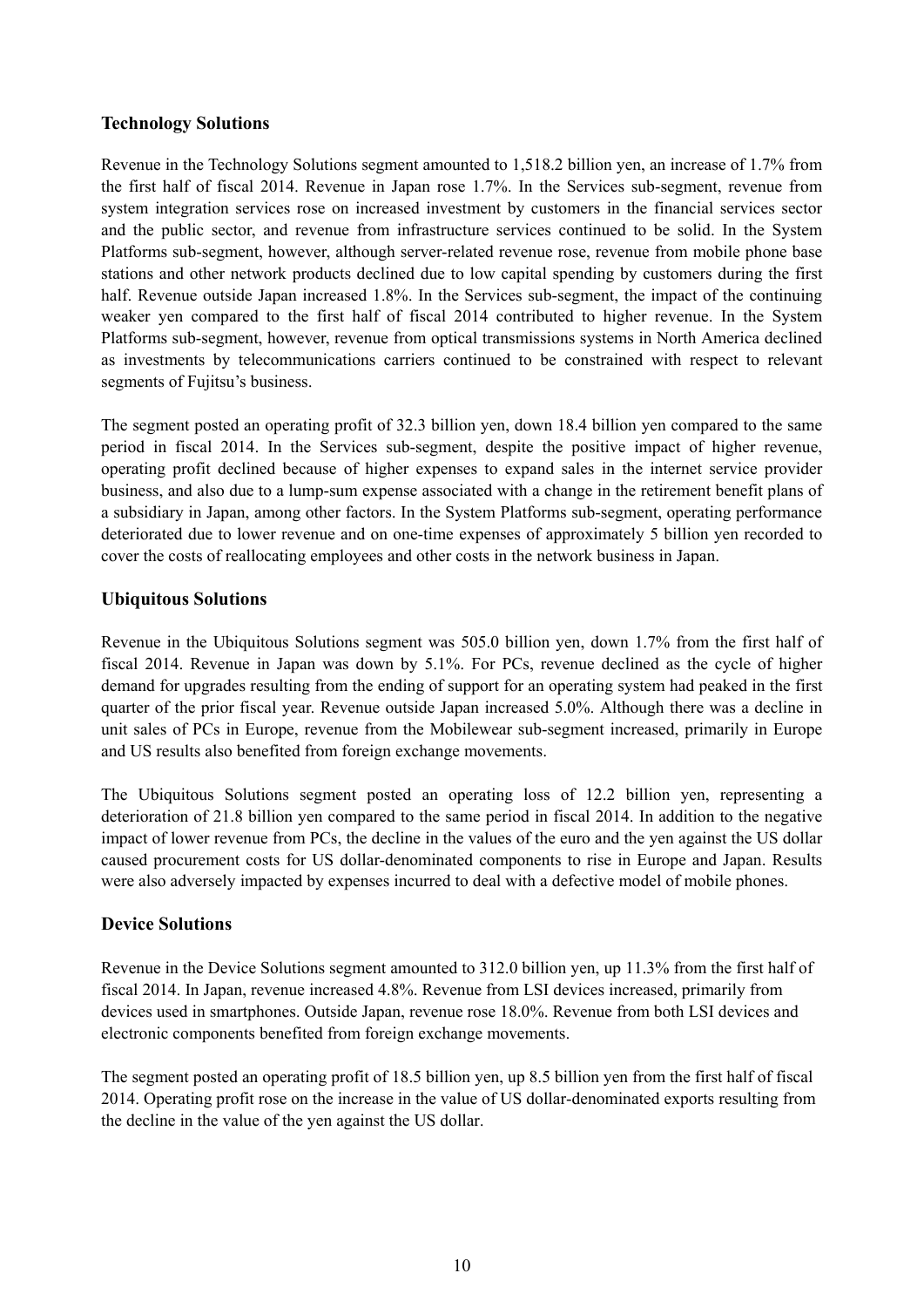### Technology Solutions

Revenue in the Technology Solutions segment amounted to 1,518.2 billion yen, an increase of 1.7% from the first half of fiscal 2014. Revenue in Japan rose 1.7%. In the Services sub-segment, revenue from system integration services rose on increased investment by customers in the financial services sector and the public sector, and revenue from infrastructure services continued to be solid. In the System Platforms sub-segment, however, although server-related revenue rose, revenue from mobile phone base stations and other network products declined due to low capital spending by customers during the first half. Revenue outside Japan increased 1.8%. In the Services sub-segment, the impact of the continuing weaker yen compared to the first half of fiscal 2014 contributed to higher revenue. In the System Platforms sub-segment, however, revenue from optical transmissions systems in North America declined as investments by telecommunications carriers continued to be constrained with respect to relevant segments of Fujitsu's business.

The segment posted an operating profit of 32.3 billion yen, down 18.4 billion yen compared to the same period in fiscal 2014. In the Services sub-segment, despite the positive impact of higher revenue, operating profit declined because of higher expenses to expand sales in the internet service provider business, and also due to a lump-sum expense associated with a change in the retirement benefit plans of a subsidiary in Japan, among other factors. In the System Platforms sub-segment, operating performance deteriorated due to lower revenue and on one-time expenses of approximately 5 billion yen recorded to cover the costs of reallocating employees and other costs in the network business in Japan.

### Ubiquitous Solutions

Revenue in the Ubiquitous Solutions segment was 505.0 billion yen, down 1.7% from the first half of fiscal 2014. Revenue in Japan was down by 5.1%. For PCs, revenue declined as the cycle of higher demand for upgrades resulting from the ending of support for an operating system had peaked in the first quarter of the prior fiscal year. Revenue outside Japan increased 5.0%. Although there was a decline in unit sales of PCs in Europe, revenue from the Mobilewear sub-segment increased, primarily in Europe and US results also benefited from foreign exchange movements.

The Ubiquitous Solutions segment posted an operating loss of 12.2 billion yen, representing a deterioration of 21.8 billion yen compared to the same period in fiscal 2014. In addition to the negative impact of lower revenue from PCs, the decline in the values of the euro and the yen against the US dollar caused procurement costs for US dollar-denominated components to rise in Europe and Japan. Results were also adversely impacted by expenses incurred to deal with a defective model of mobile phones.

### Device Solutions

Revenue in the Device Solutions segment amounted to 312.0 billion yen, up 11.3% from the first half of fiscal 2014. In Japan, revenue increased 4.8%. Revenue from LSI devices increased, primarily from devices used in smartphones. Outside Japan, revenue rose 18.0%. Revenue from both LSI devices and electronic components benefited from foreign exchange movements.

The segment posted an operating profit of 18.5 billion yen, up 8.5 billion yen from the first half of fiscal 2014. Operating profit rose on the increase in the value of US dollar-denominated exports resulting from the decline in the value of the yen against the US dollar.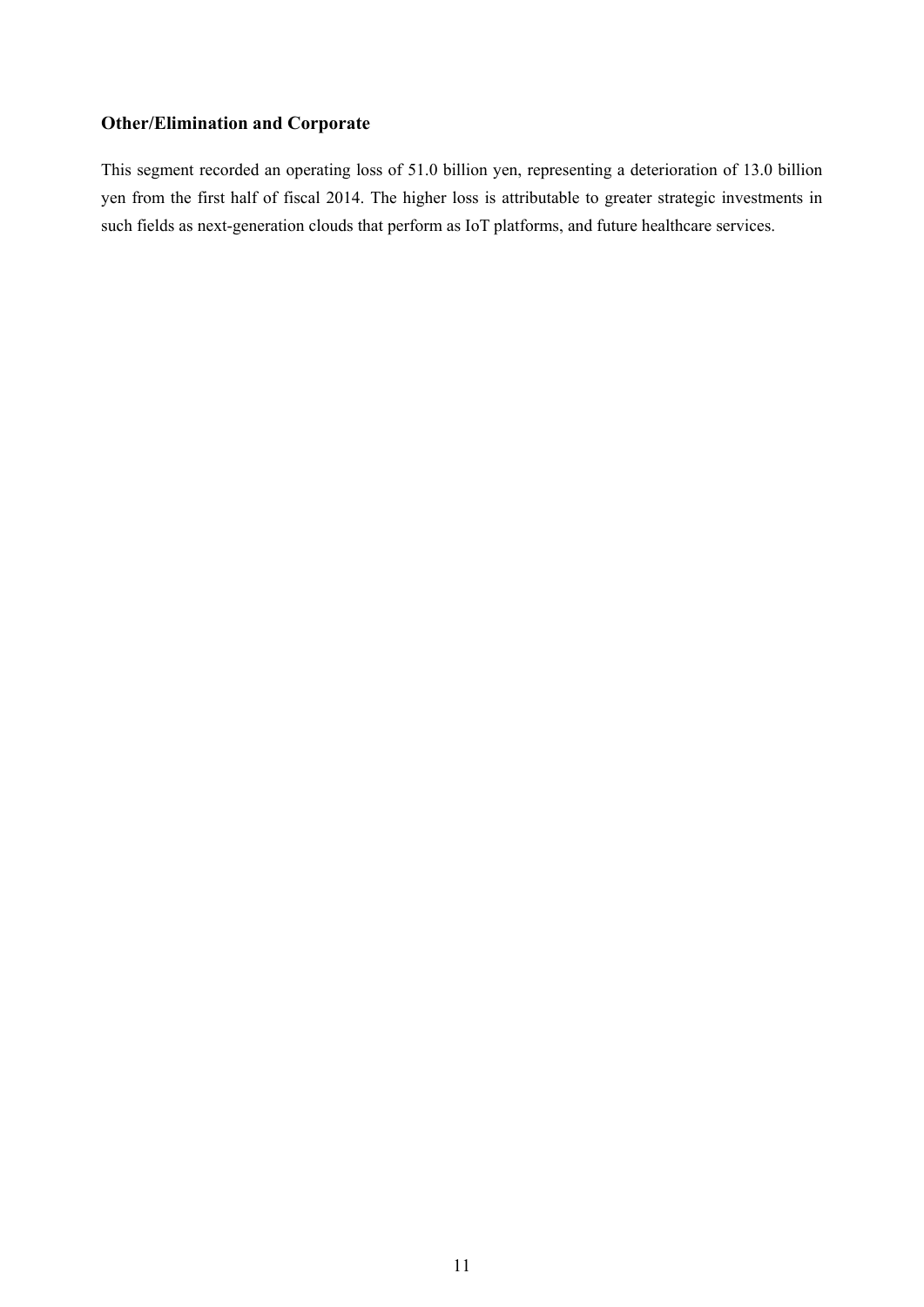### Other/Elimination and Corporate

This segment recorded an operating loss of 51.0 billion yen, representing a deterioration of 13.0 billion yen from the first half of fiscal 2014. The higher loss is attributable to greater strategic investments in such fields as next-generation clouds that perform as IoT platforms, and future healthcare services.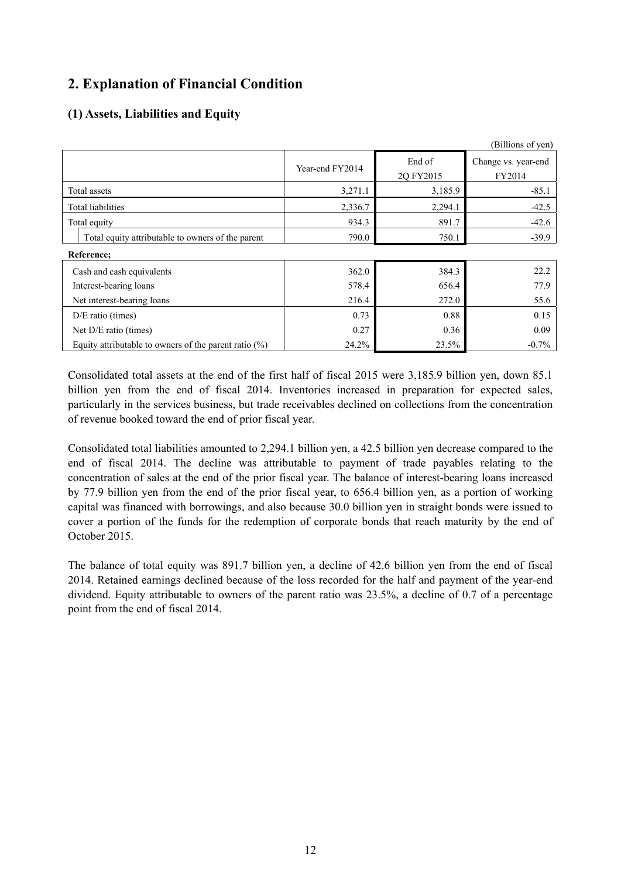## 2. Explanation of Financial Condition

### (1) Assets, Liabilities and Equity

(Billions of yen)

| | Year-end FY2014 | End of 2Q FY2015 | Change vs. year-end FY2014 |
|---|---|---|---|
| Total assets | 3,271.1 | 3,185.9 | -85.1 |
| Total liabilities | 2,336.7 | 2,294.1 | -42.5 |
| Total equity | 934.3 | 891.7 | -42.6 |
| Total equity attributable to owners of the parent | 790.0 | 750.1 | -39.9 |
| **Reference;** | | | |
| Cash and cash equivalents | 362.0 | 384.3 | 22.2 |
| Interest-bearing loans | 578.4 | 656.4 | 77.9 |
| Net interest-bearing loans | 216.4 | 272.0 | 55.6 |
| D/E ratio (times) | 0.73 | 0.88 | 0.15 |
| Net D/E ratio (times) | 0.27 | 0.36 | 0.09 |
| Equity attributable to owners of the parent ratio (%) | 24.2% | 23.5% | -0.7% |

Consolidated total assets at the end of the first half of fiscal 2015 were 3,185.9 billion yen, down 85.1 billion yen from the end of fiscal 2014. Inventories increased in preparation for expected sales, particularly in the services business, but trade receivables declined on collections from the concentration of revenue booked toward the end of prior fiscal year.

Consolidated total liabilities amounted to 2,294.1 billion yen, a 42.5 billion yen decrease compared to the end of fiscal 2014. The decline was attributable to payment of trade payables relating to the concentration of sales at the end of the prior fiscal year. The balance of interest-bearing loans increased by 77.9 billion yen from the end of the prior fiscal year, to 656.4 billion yen, as a portion of working capital was financed with borrowings, and also because 30.0 billion yen in straight bonds were issued to cover a portion of the funds for the redemption of corporate bonds that reach maturity by the end of October 2015.

The balance of total equity was 891.7 billion yen, a decline of 42.6 billion yen from the end of fiscal 2014. Retained earnings declined because of the loss recorded for the half and payment of the year-end dividend. Equity attributable to owners of the parent ratio was 23.5%, a decline of 0.7 of a percentage point from the end of fiscal 2014.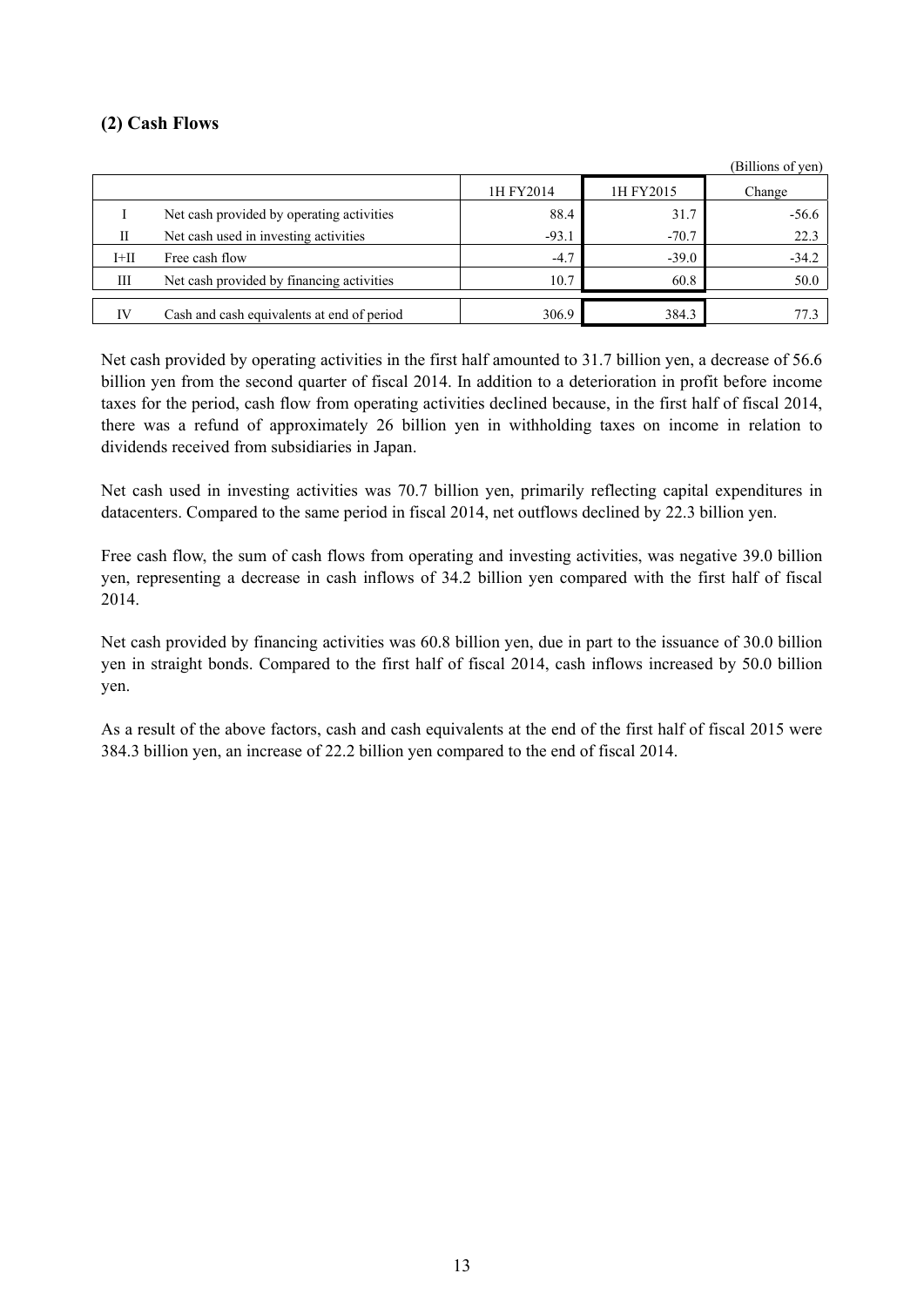## (2) Cash Flows

(Billions of yen)

| | | 1H FY2014 | 1H FY2015 | Change |
|---|---|---|---|---|
| I | Net cash provided by operating activities | 88.4 | 31.7 | -56.6 |
| II | Net cash used in investing activities | -93.1 | -70.7 | 22.3 |
| I+II | Free cash flow | -4.7 | -39.0 | -34.2 |
| III | Net cash provided by financing activities | 10.7 | 60.8 | 50.0 |
| IV | Cash and cash equivalents at end of period | 306.9 | 384.3 | 77.3 |

Net cash provided by operating activities in the first half amounted to 31.7 billion yen, a decrease of 56.6 billion yen from the second quarter of fiscal 2014. In addition to a deterioration in profit before income taxes for the period, cash flow from operating activities declined because, in the first half of fiscal 2014, there was a refund of approximately 26 billion yen in withholding taxes on income in relation to dividends received from subsidiaries in Japan.

Net cash used in investing activities was 70.7 billion yen, primarily reflecting capital expenditures in datacenters. Compared to the same period in fiscal 2014, net outflows declined by 22.3 billion yen.

Free cash flow, the sum of cash flows from operating and investing activities, was negative 39.0 billion yen, representing a decrease in cash inflows of 34.2 billion yen compared with the first half of fiscal 2014.

Net cash provided by financing activities was 60.8 billion yen, due in part to the issuance of 30.0 billion yen in straight bonds. Compared to the first half of fiscal 2014, cash inflows increased by 50.0 billion yen.

As a result of the above factors, cash and cash equivalents at the end of the first half of fiscal 2015 were 384.3 billion yen, an increase of 22.2 billion yen compared to the end of fiscal 2014.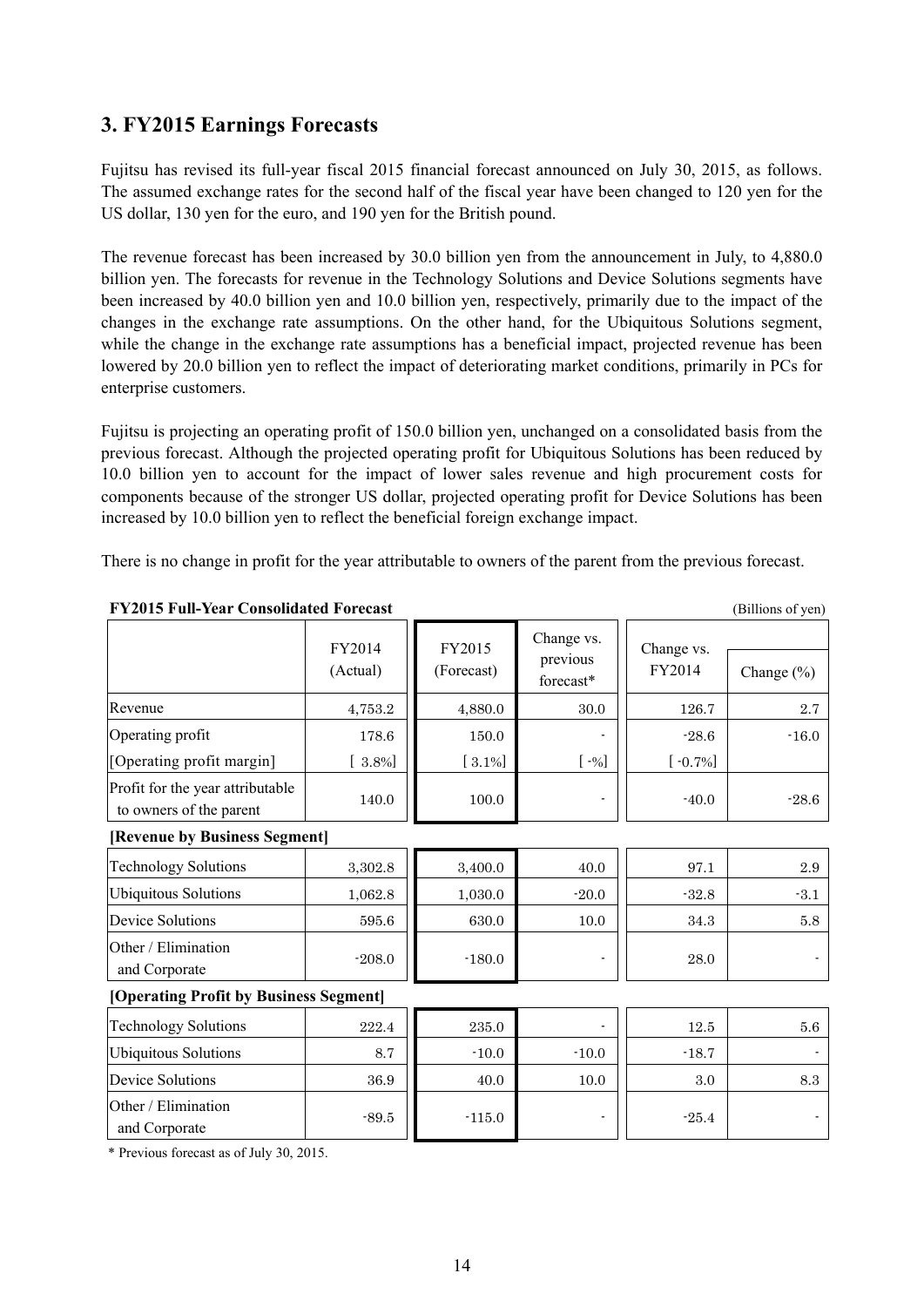## 3. FY2015 Earnings Forecasts

Fujitsu has revised its full-year fiscal 2015 financial forecast announced on July 30, 2015, as follows. The assumed exchange rates for the second half of the fiscal year have been changed to 120 yen for the US dollar, 130 yen for the euro, and 190 yen for the British pound.

The revenue forecast has been increased by 30.0 billion yen from the announcement in July, to 4,880.0 billion yen. The forecasts for revenue in the Technology Solutions and Device Solutions segments have been increased by 40.0 billion yen and 10.0 billion yen, respectively, primarily due to the impact of the changes in the exchange rate assumptions. On the other hand, for the Ubiquitous Solutions segment, while the change in the exchange rate assumptions has a beneficial impact, projected revenue has been lowered by 20.0 billion yen to reflect the impact of deteriorating market conditions, primarily in PCs for enterprise customers.

Fujitsu is projecting an operating profit of 150.0 billion yen, unchanged on a consolidated basis from the previous forecast. Although the projected operating profit for Ubiquitous Solutions has been reduced by 10.0 billion yen to account for the impact of lower sales revenue and high procurement costs for components because of the stronger US dollar, projected operating profit for Device Solutions has been increased by 10.0 billion yen to reflect the beneficial foreign exchange impact.

There is no change in profit for the year attributable to owners of the parent from the previous forecast.

**FY2015 Full-Year Consolidated Forecast** (Billions of yen)

| | FY2014 (Actual) | FY2015 (Forecast) | Change vs. previous forecast* | Change vs. FY2014 | Change (%) |
|---|---|---|---|---|---|
| Revenue | 4,753.2 | 4,880.0 | 30.0 | 126.7 | 2.7 |
| Operating profit | 178.6 | 150.0 | - | -28.6 | -16.0 |
| [Operating profit margin] | [ 3.8%] | [ 3.1%] | [ -%] | [ -0.7%] | |
| Profit for the year attributable to owners of the parent | 140.0 | 100.0 | - | -40.0 | -28.6 |
| **[Revenue by Business Segment]** | | | | | |
| Technology Solutions | 3,302.8 | 3,400.0 | 40.0 | 97.1 | 2.9 |
| Ubiquitous Solutions | 1,062.8 | 1,030.0 | -20.0 | -32.8 | -3.1 |
| Device Solutions | 595.6 | 630.0 | 10.0 | 34.3 | 5.8 |
| Other / Elimination and Corporate | -208.0 | -180.0 | - | 28.0 | - |
| **[Operating Profit by Business Segment]** | | | | | |
| Technology Solutions | 222.4 | 235.0 | - | 12.5 | 5.6 |
| Ubiquitous Solutions | 8.7 | -10.0 | -10.0 | -18.7 | - |
| Device Solutions | 36.9 | 40.0 | 10.0 | 3.0 | 8.3 |
| Other / Elimination and Corporate | -89.5 | -115.0 | - | -25.4 | - |

\* Previous forecast as of July 30, 2015.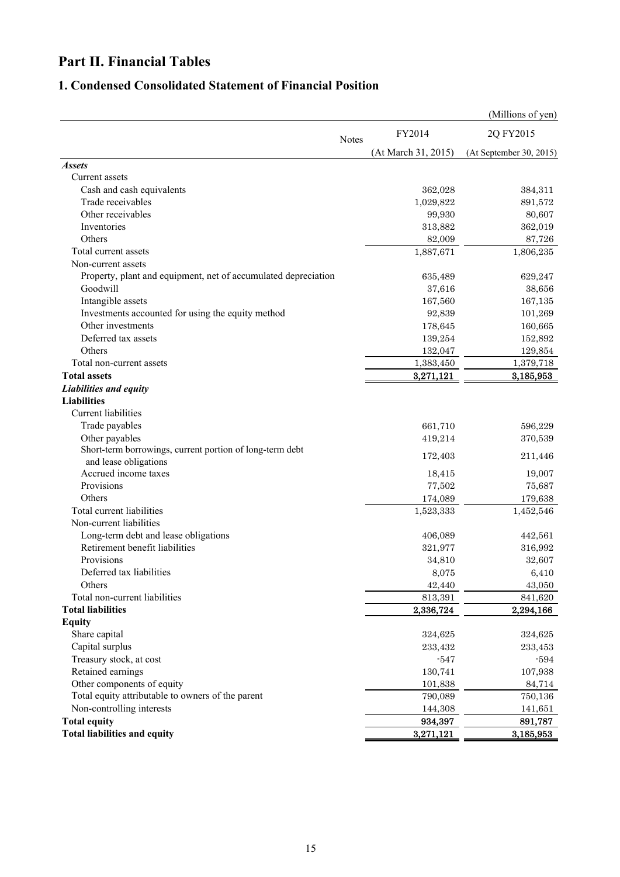# Part II. Financial Tables

## 1. Condensed Consolidated Statement of Financial Position

(Millions of yen)

| | Notes | FY2014 (At March 31, 2015) | 2Q FY2015 (At September 30, 2015) |
|---|---|---|---|
| ***Assets*** | | | |
| Current assets | | | |
| Cash and cash equivalents | | 362,028 | 384,311 |
| Trade receivables | | 1,029,822 | 891,572 |
| Other receivables | | 99,930 | 80,607 |
| Inventories | | 313,882 | 362,019 |
| Others | | 82,009 | 87,726 |
| Total current assets | | 1,887,671 | 1,806,235 |
| Non-current assets | | | |
| Property, plant and equipment, net of accumulated depreciation | | 635,489 | 629,247 |
| Goodwill | | 37,616 | 38,656 |
| Intangible assets | | 167,560 | 167,135 |
| Investments accounted for using the equity method | | 92,839 | 101,269 |
| Other investments | | 178,645 | 160,665 |
| Deferred tax assets | | 139,254 | 152,892 |
| Others | | 132,047 | 129,854 |
| Total non-current assets | | 1,383,450 | 1,379,718 |
| **Total assets** | | 3,271,121 | 3,185,953 |
| ***Liabilities and equity*** | | | |
| **Liabilities** | | | |
| Current liabilities | | | |
| Trade payables | | 661,710 | 596,229 |
| Other payables | | 419,214 | 370,539 |
| Short-term borrowings, current portion of long-term debt and lease obligations | | 172,403 | 211,446 |
| Accrued income taxes | | 18,415 | 19,007 |
| Provisions | | 77,502 | 75,687 |
| Others | | 174,089 | 179,638 |
| Total current liabilities | | 1,523,333 | 1,452,546 |
| Non-current liabilities | | | |
| Long-term debt and lease obligations | | 406,089 | 442,561 |
| Retirement benefit liabilities | | 321,977 | 316,992 |
| Provisions | | 34,810 | 32,607 |
| Deferred tax liabilities | | 8,075 | 6,410 |
| Others | | 42,440 | 43,050 |
| Total non-current liabilities | | 813,391 | 841,620 |
| **Total liabilities** | | 2,336,724 | 2,294,166 |
| **Equity** | | | |
| Share capital | | 324,625 | 324,625 |
| Capital surplus | | 233,432 | 233,453 |
| Treasury stock, at cost | | -547 | -594 |
| Retained earnings | | 130,741 | 107,938 |
| Other components of equity | | 101,838 | 84,714 |
| Total equity attributable to owners of the parent | | 790,089 | 750,136 |
| Non-controlling interests | | 144,308 | 141,651 |
| **Total equity** | | 934,397 | 891,787 |
| **Total liabilities and equity** | | 3,271,121 | 3,185,953 |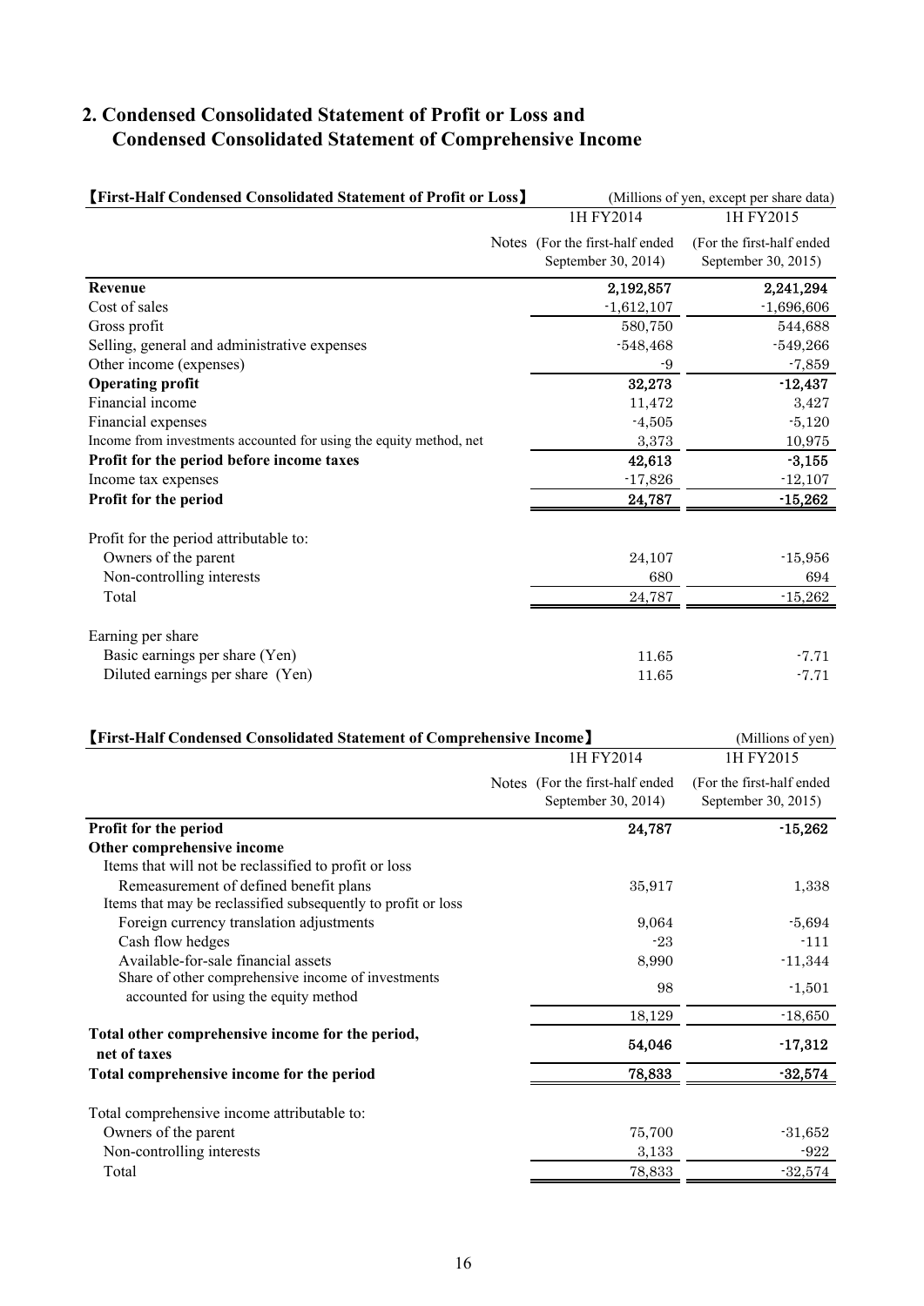## 2. Condensed Consolidated Statement of Profit or Loss and Condensed Consolidated Statement of Comprehensive Income

**【First-Half Condensed Consolidated Statement of Profit or Loss】** (Millions of yen, except per share data)

| | Notes | 1H FY2014 (For the first-half ended September 30, 2014) | 1H FY2015 (For the first-half ended September 30, 2015) |
|---|---|---|---|
| **Revenue** | | 2,192,857 | 2,241,294 |
| Cost of sales | | -1,612,107 | -1,696,606 |
| Gross profit | | 580,750 | 544,688 |
| Selling, general and administrative expenses | | -548,468 | -549,266 |
| Other income (expenses) | | -9 | -7,859 |
| **Operating profit** | | 32,273 | -12,437 |
| Financial income | | 11,472 | 3,427 |
| Financial expenses | | -4,505 | -5,120 |
| Income from investments accounted for using the equity method, net | | 3,373 | 10,975 |
| **Profit for the period before income taxes** | | 42,613 | -3,155 |
| Income tax expenses | | -17,826 | -12,107 |
| **Profit for the period** | | 24,787 | -15,262 |
| | | | |
| Profit for the period attributable to: | | | |
| Owners of the parent | | 24,107 | -15,956 |
| Non-controlling interests | | 680 | 694 |
| Total | | 24,787 | -15,262 |
| | | | |
| Earning per share | | | |
| Basic earnings per share (Yen) | | 11.65 | -7.71 |
| Diluted earnings per share (Yen) | | 11.65 | -7.71 |

**【First-Half Condensed Consolidated Statement of Comprehensive Income】** (Millions of yen)

| | Notes | 1H FY2014 (For the first-half ended September 30, 2014) | 1H FY2015 (For the first-half ended September 30, 2015) |
|---|---|---|---|
| **Profit for the period** | | 24,787 | -15,262 |
| **Other comprehensive income** | | | |
| Items that will not be reclassified to profit or loss | | | |
| Remeasurement of defined benefit plans | | 35,917 | 1,338 |
| Items that may be reclassified subsequently to profit or loss | | | |
| Foreign currency translation adjustments | | 9,064 | -5,694 |
| Cash flow hedges | | -23 | -111 |
| Available-for-sale financial assets | | 8,990 | -11,344 |
| Share of other comprehensive income of investments accounted for using the equity method | | 98 | -1,501 |
| | | 18,129 | -18,650 |
| **Total other comprehensive income for the period, net of taxes** | | 54,046 | -17,312 |
| **Total comprehensive income for the period** | | 78,833 | -32,574 |
| | | | |
| Total comprehensive income attributable to: | | | |
| Owners of the parent | | 75,700 | -31,652 |
| Non-controlling interests | | 3,133 | -922 |
| Total | | 78,833 | -32,574 |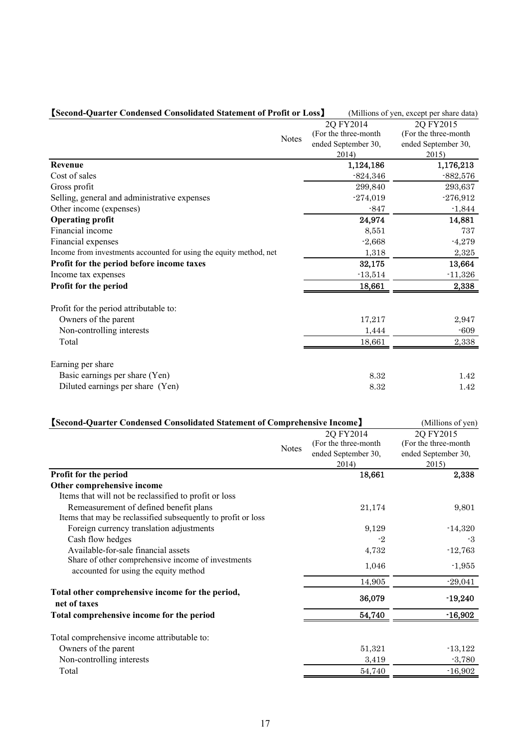**【Second-Quarter Condensed Consolidated Statement of Profit or Loss】** (Millions of yen, except per share data)

| | Notes | 2Q FY2014 (For the three-month ended September 30, 2014) | 2Q FY2015 (For the three-month ended September 30, 2015) |
|---|---|---|---|
| **Revenue** | | 1,124,186 | 1,176,213 |
| Cost of sales | | -824,346 | -882,576 |
| Gross profit | | 299,840 | 293,637 |
| Selling, general and administrative expenses | | -274,019 | -276,912 |
| Other income (expenses) | | -847 | -1,844 |
| **Operating profit** | | 24,974 | 14,881 |
| Financial income | | 8,551 | 737 |
| Financial expenses | | -2,668 | -4,279 |
| Income from investments accounted for using the equity method, net | | 1,318 | 2,325 |
| **Profit for the period before income taxes** | | 32,175 | 13,664 |
| Income tax expenses | | -13,514 | -11,326 |
| **Profit for the period** | | 18,661 | 2,338 |
| | | | |
| Profit for the period attributable to: | | | |
| Owners of the parent | | 17,217 | 2,947 |
| Non-controlling interests | | 1,444 | -609 |
| Total | | 18,661 | 2,338 |
| | | | |
| Earning per share | | | |
| Basic earnings per share (Yen) | | 8.32 | 1.42 |
| Diluted earnings per share (Yen) | | 8.32 | 1.42 |

**【Second-Quarter Condensed Consolidated Statement of Comprehensive Income】** (Millions of yen)

| | Notes | 2Q FY2014 (For the three-month ended September 30, 2014) | 2Q FY2015 (For the three-month ended September 30, 2015) |
|---|---|---|---|
| **Profit for the period** | | 18,661 | 2,338 |
| **Other comprehensive income** | | | |
| Items that will not be reclassified to profit or loss | | | |
| Remeasurement of defined benefit plans | | 21,174 | 9,801 |
| Items that may be reclassified subsequently to profit or loss | | | |
| Foreign currency translation adjustments | | 9,129 | -14,320 |
| Cash flow hedges | | -2 | -3 |
| Available-for-sale financial assets | | 4,732 | -12,763 |
| Share of other comprehensive income of investments accounted for using the equity method | | 1,046 | -1,955 |
| | | 14,905 | -29,041 |
| **Total other comprehensive income for the period, net of taxes** | | 36,079 | -19,240 |
| **Total comprehensive income for the period** | | 54,740 | -16,902 |
| | | | |
| Total comprehensive income attributable to: | | | |
| Owners of the parent | | 51,321 | -13,122 |
| Non-controlling interests | | 3,419 | -3,780 |
| Total | | 54,740 | -16,902 |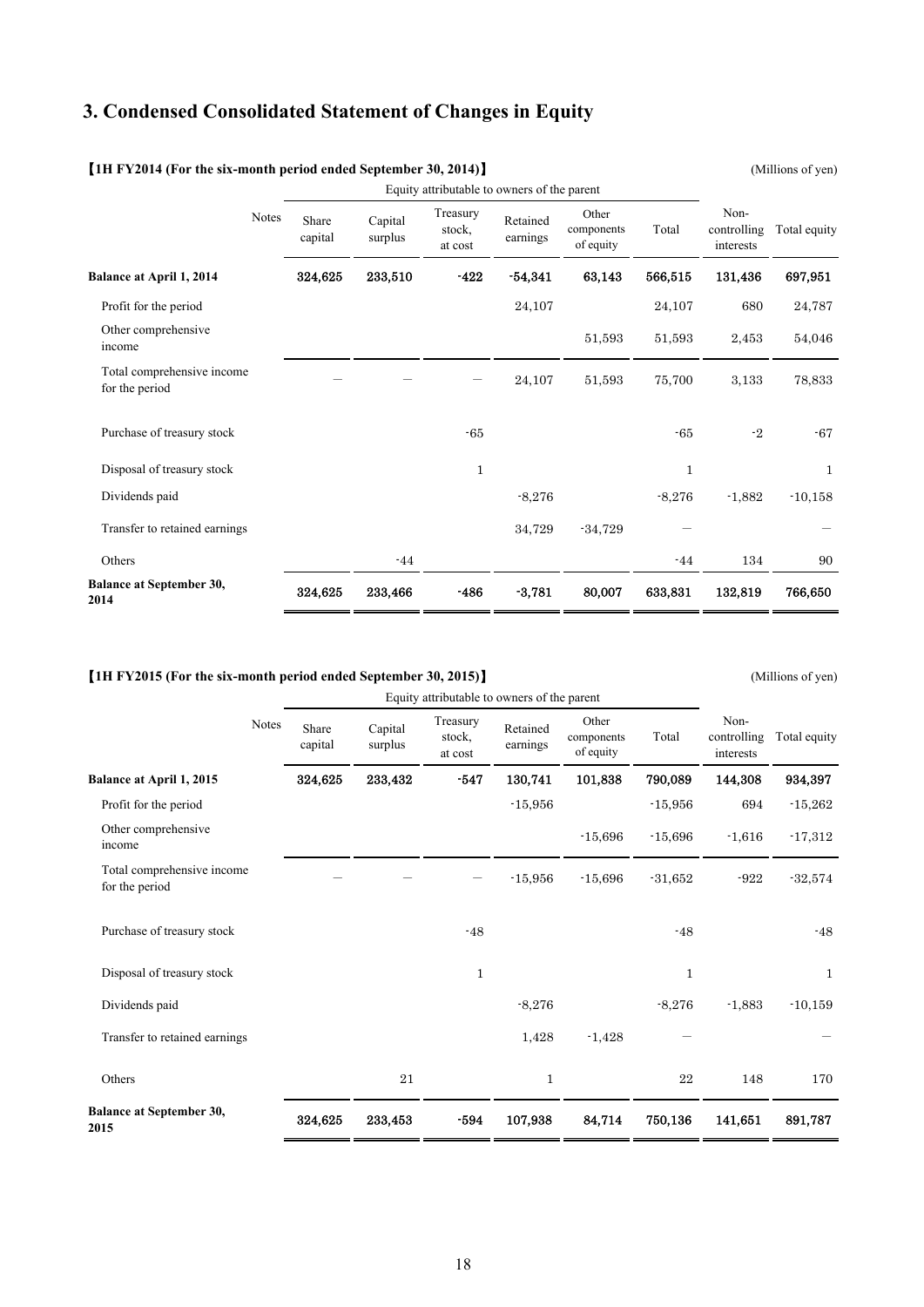# 3. Condensed Consolidated Statement of Changes in Equity

【1H FY2014 (For the six-month period ended September 30, 2014)】

(Millions of yen)

| | Notes | Equity attributable to owners of the parent | | | | | | | |
|---|---|---|---|---|---|---|---|---|---|
| | | Share capital | Capital surplus | Treasury stock, at cost | Retained earnings | Other components of equity | Total | Non-controlling interests | Total equity |
| **Balance at April 1, 2014** | | **324,625** | **233,510** | **-422** | **-54,341** | **63,143** | **566,515** | **131,436** | **697,951** |
| Profit for the period | | | | | 24,107 | | 24,107 | 680 | 24,787 |
| Other comprehensive income | | | | | | 51,593 | 51,593 | 2,453 | 54,046 |
| Total comprehensive income for the period | | ― | ― | ― | 24,107 | 51,593 | 75,700 | 3,133 | 78,833 |
| Purchase of treasury stock | | | | -65 | | | -65 | -2 | -67 |
| Disposal of treasury stock | | | | 1 | | | 1 | | 1 |
| Dividends paid | | | | | -8,276 | | -8,276 | -1,882 | -10,158 |
| Transfer to retained earnings | | | | | 34,729 | -34,729 | ― | | ― |
| Others | | | -44 | | | | -44 | 134 | 90 |
| **Balance at September 30, 2014** | | **324,625** | **233,466** | **-486** | **-3,781** | **80,007** | **633,831** | **132,819** | **766,650** |

【1H FY2015 (For the six-month period ended September 30, 2015)】

(Millions of yen)

| | Notes | Equity attributable to owners of the parent | | | | | | | |
|---|---|---|---|---|---|---|---|---|---|
| | | Share capital | Capital surplus | Treasury stock, at cost | Retained earnings | Other components of equity | Total | Non-controlling interests | Total equity |
| **Balance at April 1, 2015** | | **324,625** | **233,432** | **-547** | **130,741** | **101,838** | **790,089** | **144,308** | **934,397** |
| Profit for the period | | | | | -15,956 | | -15,956 | 694 | -15,262 |
| Other comprehensive income | | | | | | -15,696 | -15,696 | -1,616 | -17,312 |
| Total comprehensive income for the period | | ― | ― | ― | -15,956 | -15,696 | -31,652 | -922 | -32,574 |
| Purchase of treasury stock | | | | -48 | | | -48 | | -48 |
| Disposal of treasury stock | | | | 1 | | | 1 | | 1 |
| Dividends paid | | | | | -8,276 | | -8,276 | -1,883 | -10,159 |
| Transfer to retained earnings | | | | | 1,428 | -1,428 | ― | | ― |
| Others | | | 21 | | 1 | | 22 | 148 | 170 |
| **Balance at September 30, 2015** | | **324,625** | **233,453** | **-594** | **107,938** | **84,714** | **750,136** | **141,651** | **891,787** |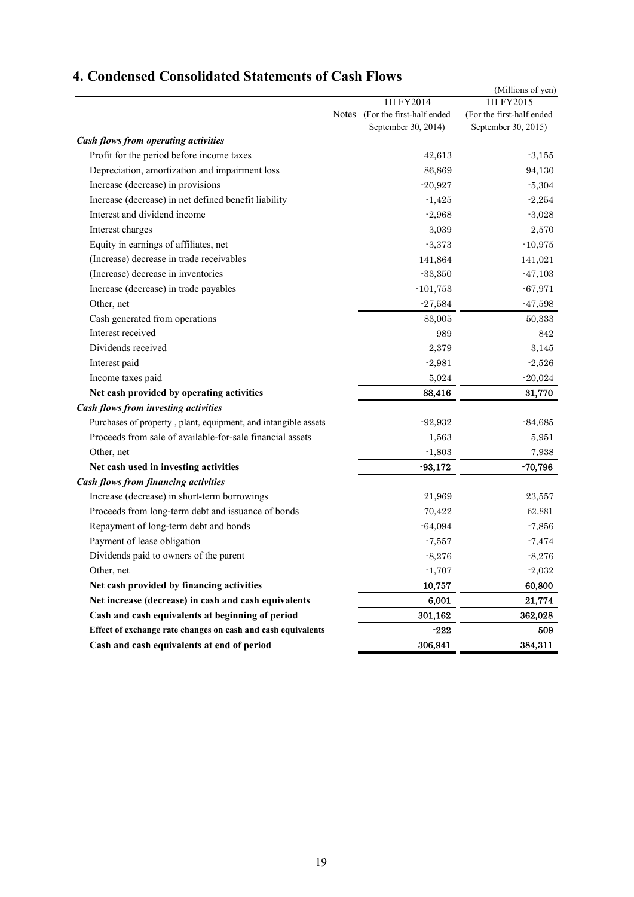## 4. Condensed Consolidated Statements of Cash Flows

(Millions of yen)

| | Notes | 1H FY2014 (For the first-half ended September 30, 2014) | 1H FY2015 (For the first-half ended September 30, 2015) |
|---|---|---|---|
| ***Cash flows from operating activities*** | | | |
| Profit for the period before income taxes | | 42,613 | -3,155 |
| Depreciation, amortization and impairment loss | | 86,869 | 94,130 |
| Increase (decrease) in provisions | | -20,927 | -5,304 |
| Increase (decrease) in net defined benefit liability | | -1,425 | -2,254 |
| Interest and dividend income | | -2,968 | -3,028 |
| Interest charges | | 3,039 | 2,570 |
| Equity in earnings of affiliates, net | | -3,373 | -10,975 |
| (Increase) decrease in trade receivables | | 141,864 | 141,021 |
| (Increase) decrease in inventories | | -33,350 | -47,103 |
| Increase (decrease) in trade payables | | -101,753 | -67,971 |
| Other, net | | -27,584 | -47,598 |
| Cash generated from operations | | 83,005 | 50,333 |
| Interest received | | 989 | 842 |
| Dividends received | | 2,379 | 3,145 |
| Interest paid | | -2,981 | -2,526 |
| Income taxes paid | | 5,024 | -20,024 |
| **Net cash provided by operating activities** | | **88,416** | **31,770** |
| ***Cash flows from investing activities*** | | | |
| Purchases of property , plant, equipment, and intangible assets | | -92,932 | -84,685 |
| Proceeds from sale of available-for-sale financial assets | | 1,563 | 5,951 |
| Other, net | | -1,803 | 7,938 |
| **Net cash used in investing activities** | | **-93,172** | **-70,796** |
| ***Cash flows from financing activities*** | | | |
| Increase (decrease) in short-term borrowings | | 21,969 | 23,557 |
| Proceeds from long-term debt and issuance of bonds | | 70,422 | 62,881 |
| Repayment of long-term debt and bonds | | -64,094 | -7,856 |
| Payment of lease obligation | | -7,557 | -7,474 |
| Dividends paid to owners of the parent | | -8,276 | -8,276 |
| Other, net | | -1,707 | -2,032 |
| **Net cash provided by financing activities** | | **10,757** | **60,800** |
| **Net increase (decrease) in cash and cash equivalents** | | **6,001** | **21,774** |
| **Cash and cash equivalents at beginning of period** | | **301,162** | **362,028** |
| **Effect of exchange rate changes on cash and cash equivalents** | | **-222** | **509** |
| **Cash and cash equivalents at end of period** | | **306,941** | **384,311** |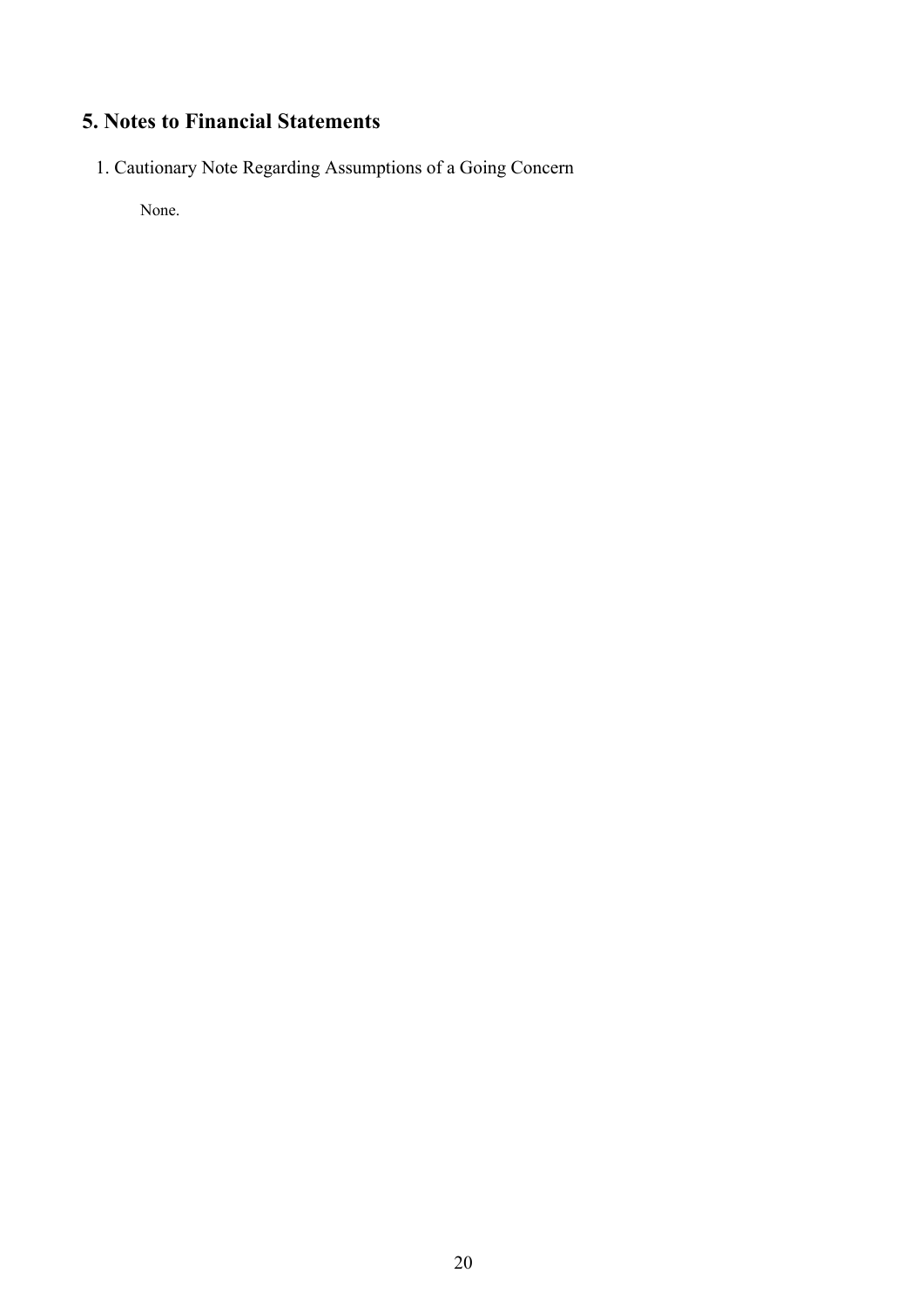## 5. Notes to Financial Statements

1. Cautionary Note Regarding Assumptions of a Going Concern

None.